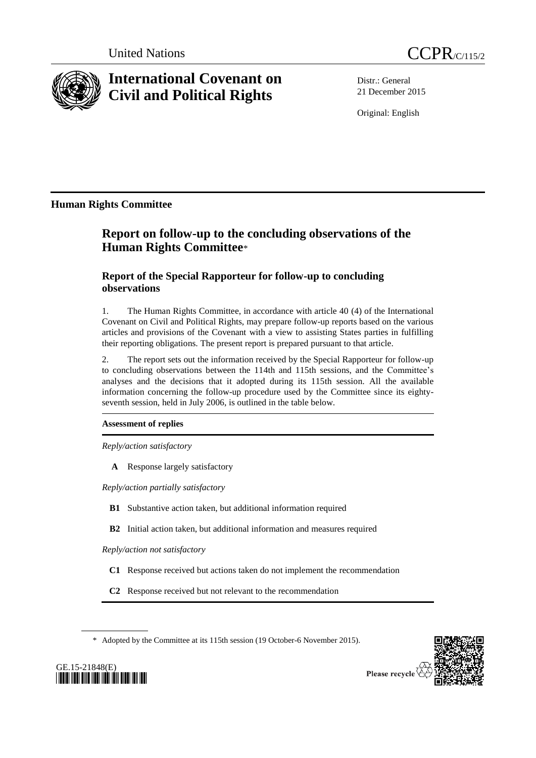United Nations

CCPR/C/115/2

# International Covenant on Civil and Political Rights

Distr.: General
21 December 2015

Original: English

## Human Rights Committee

# Report on follow-up to the concluding observations of the Human Rights Committee*

## Report of the Special Rapporteur for follow-up to concluding observations

1. The Human Rights Committee, in accordance with article 40 (4) of the International Covenant on Civil and Political Rights, may prepare follow-up reports based on the various articles and provisions of the Covenant with a view to assisting States parties in fulfilling their reporting obligations. The present report is prepared pursuant to that article.

2. The report sets out the information received by the Special Rapporteur for follow-up to concluding observations between the 114th and 115th sessions, and the Committee's analyses and the decisions that it adopted during its 115th session. All the available information concerning the follow-up procedure used by the Committee since its eighty-seventh session, held in July 2006, is outlined in the table below.

**Assessment of replies**

*Reply/action satisfactory*

**A** Response largely satisfactory

*Reply/action partially satisfactory*

**B1** Substantive action taken, but additional information required

**B2** Initial action taken, but additional information and measures required

*Reply/action not satisfactory*

**C1** Response received but actions taken do not implement the recommendation

**C2** Response received but not relevant to the recommendation

\* Adopted by the Committee at its 115th session (19 October-6 November 2015).

GE.15-21848(E)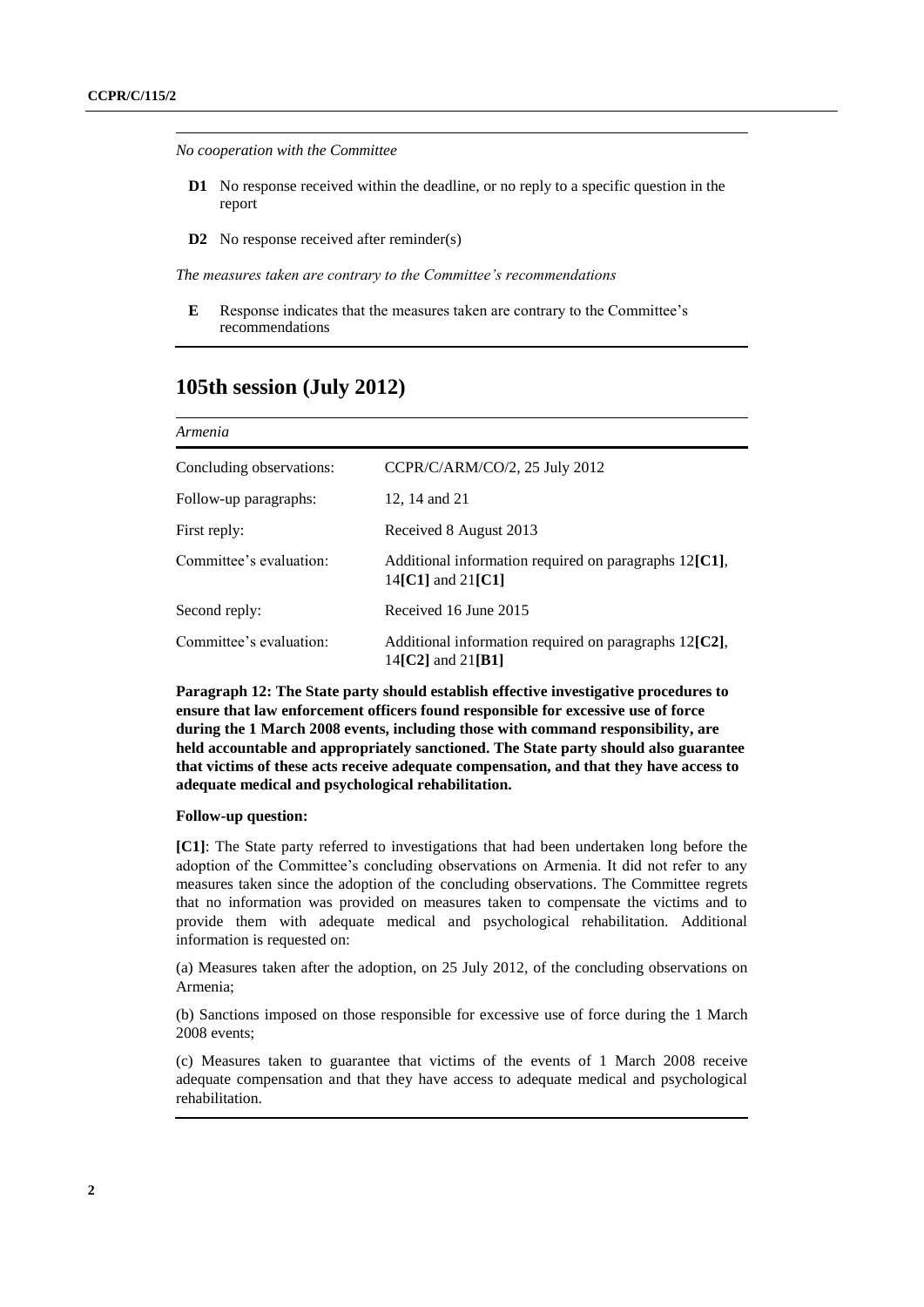*No cooperation with the Committee*

**D1** No response received within the deadline, or no reply to a specific question in the report

**D2** No response received after reminder(s)

*The measures taken are contrary to the Committee's recommendations*

**E** Response indicates that the measures taken are contrary to the Committee's recommendations

## 105th session (July 2012)

*Armenia*

| | |
|---|---|
| Concluding observations: | CCPR/C/ARM/CO/2, 25 July 2012 |
| Follow-up paragraphs: | 12, 14 and 21 |
| First reply: | Received 8 August 2013 |
| Committee's evaluation: | Additional information required on paragraphs 12**[C1]**, 14**[C1]** and 21**[C1]** |
| Second reply: | Received 16 June 2015 |
| Committee's evaluation: | Additional information required on paragraphs 12**[C2]**, 14**[C2]** and 21**[B1]** |

**Paragraph 12: The State party should establish effective investigative procedures to ensure that law enforcement officers found responsible for excessive use of force during the 1 March 2008 events, including those with command responsibility, are held accountable and appropriately sanctioned. The State party should also guarantee that victims of these acts receive adequate compensation, and that they have access to adequate medical and psychological rehabilitation.**

**Follow-up question:**

**[C1]**: The State party referred to investigations that had been undertaken long before the adoption of the Committee's concluding observations on Armenia. It did not refer to any measures taken since the adoption of the concluding observations. The Committee regrets that no information was provided on measures taken to compensate the victims and to provide them with adequate medical and psychological rehabilitation. Additional information is requested on:

(a) Measures taken after the adoption, on 25 July 2012, of the concluding observations on Armenia;

(b) Sanctions imposed on those responsible for excessive use of force during the 1 March 2008 events;

(c) Measures taken to guarantee that victims of the events of 1 March 2008 receive adequate compensation and that they have access to adequate medical and psychological rehabilitation.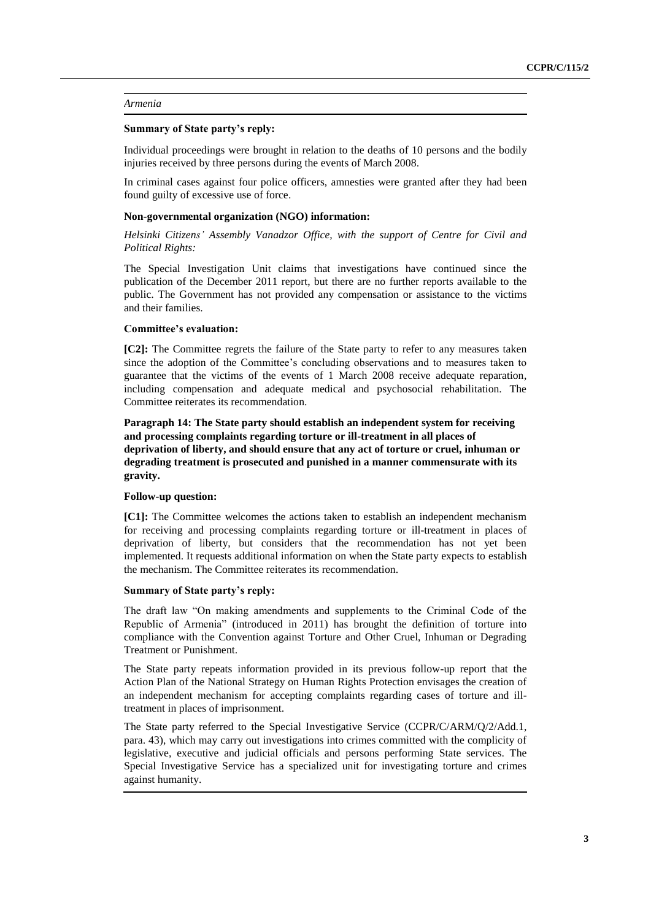*Armenia*

**Summary of State party's reply:**

Individual proceedings were brought in relation to the deaths of 10 persons and the bodily injuries received by three persons during the events of March 2008.

In criminal cases against four police officers, amnesties were granted after they had been found guilty of excessive use of force.

**Non-governmental organization (NGO) information:**

*Helsinki Citizens' Assembly Vanadzor Office, with the support of Centre for Civil and Political Rights:*

The Special Investigation Unit claims that investigations have continued since the publication of the December 2011 report, but there are no further reports available to the public. The Government has not provided any compensation or assistance to the victims and their families.

**Committee's evaluation:**

**[C2]:** The Committee regrets the failure of the State party to refer to any measures taken since the adoption of the Committee's concluding observations and to measures taken to guarantee that the victims of the events of 1 March 2008 receive adequate reparation, including compensation and adequate medical and psychosocial rehabilitation. The Committee reiterates its recommendation.

**Paragraph 14: The State party should establish an independent system for receiving and processing complaints regarding torture or ill-treatment in all places of deprivation of liberty, and should ensure that any act of torture or cruel, inhuman or degrading treatment is prosecuted and punished in a manner commensurate with its gravity.**

**Follow-up question:**

**[C1]:** The Committee welcomes the actions taken to establish an independent mechanism for receiving and processing complaints regarding torture or ill-treatment in places of deprivation of liberty, but considers that the recommendation has not yet been implemented. It requests additional information on when the State party expects to establish the mechanism. The Committee reiterates its recommendation.

**Summary of State party's reply:**

The draft law "On making amendments and supplements to the Criminal Code of the Republic of Armenia" (introduced in 2011) has brought the definition of torture into compliance with the Convention against Torture and Other Cruel, Inhuman or Degrading Treatment or Punishment.

The State party repeats information provided in its previous follow-up report that the Action Plan of the National Strategy on Human Rights Protection envisages the creation of an independent mechanism for accepting complaints regarding cases of torture and ill-treatment in places of imprisonment.

The State party referred to the Special Investigative Service (CCPR/C/ARM/Q/2/Add.1, para. 43), which may carry out investigations into crimes committed with the complicity of legislative, executive and judicial officials and persons performing State services. The Special Investigative Service has a specialized unit for investigating torture and crimes against humanity.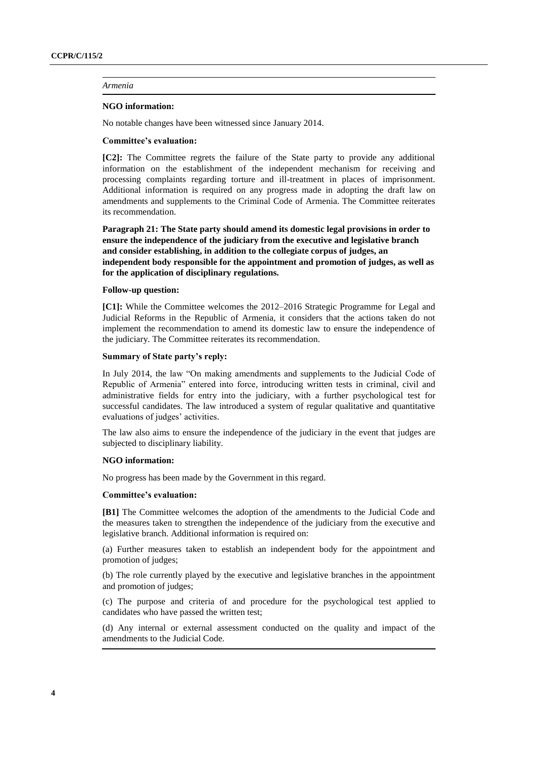*Armenia*

**NGO information:**

No notable changes have been witnessed since January 2014.

**Committee's evaluation:**

**[C2]:** The Committee regrets the failure of the State party to provide any additional information on the establishment of the independent mechanism for receiving and processing complaints regarding torture and ill-treatment in places of imprisonment. Additional information is required on any progress made in adopting the draft law on amendments and supplements to the Criminal Code of Armenia. The Committee reiterates its recommendation.

**Paragraph 21: The State party should amend its domestic legal provisions in order to ensure the independence of the judiciary from the executive and legislative branch and consider establishing, in addition to the collegiate corpus of judges, an independent body responsible for the appointment and promotion of judges, as well as for the application of disciplinary regulations.**

**Follow-up question:**

**[C1]:** While the Committee welcomes the 2012–2016 Strategic Programme for Legal and Judicial Reforms in the Republic of Armenia, it considers that the actions taken do not implement the recommendation to amend its domestic law to ensure the independence of the judiciary. The Committee reiterates its recommendation.

**Summary of State party's reply:**

In July 2014, the law "On making amendments and supplements to the Judicial Code of Republic of Armenia" entered into force, introducing written tests in criminal, civil and administrative fields for entry into the judiciary, with a further psychological test for successful candidates. The law introduced a system of regular qualitative and quantitative evaluations of judges' activities.

The law also aims to ensure the independence of the judiciary in the event that judges are subjected to disciplinary liability.

**NGO information:**

No progress has been made by the Government in this regard.

**Committee's evaluation:**

**[B1]** The Committee welcomes the adoption of the amendments to the Judicial Code and the measures taken to strengthen the independence of the judiciary from the executive and legislative branch. Additional information is required on:

(a) Further measures taken to establish an independent body for the appointment and promotion of judges;

(b) The role currently played by the executive and legislative branches in the appointment and promotion of judges;

(c) The purpose and criteria of and procedure for the psychological test applied to candidates who have passed the written test;

(d) Any internal or external assessment conducted on the quality and impact of the amendments to the Judicial Code.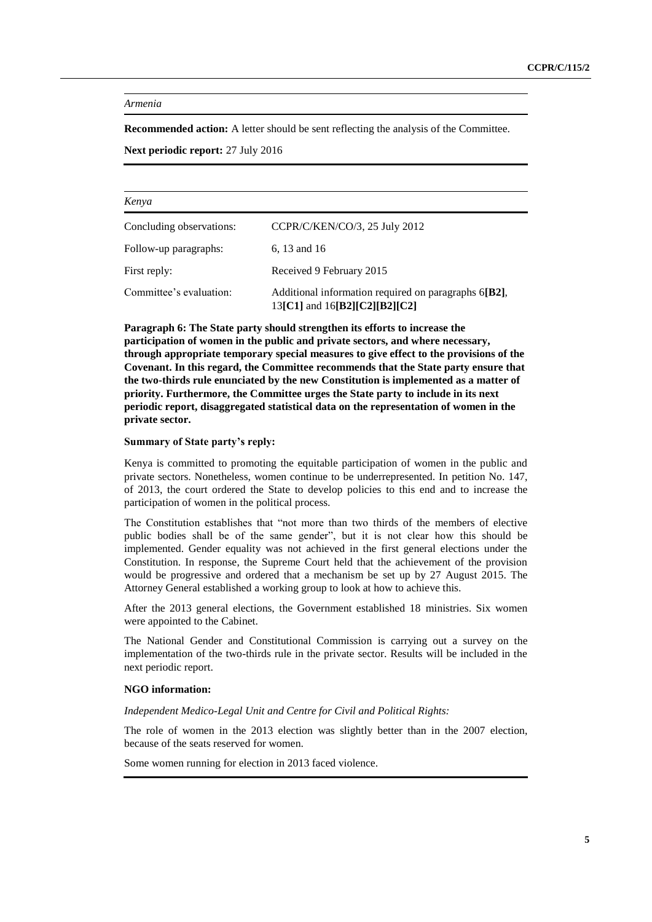*Armenia*

**Recommended action:** A letter should be sent reflecting the analysis of the Committee.

**Next periodic report:** 27 July 2016

*Kenya*

| | |
|---|---|
| Concluding observations: | CCPR/C/KEN/CO/3, 25 July 2012 |
| Follow-up paragraphs: | 6, 13 and 16 |
| First reply: | Received 9 February 2015 |
| Committee's evaluation: | Additional information required on paragraphs 6**[B2]**, 13**[C1]** and 16**[B2][C2][B2][C2]** |

**Paragraph 6: The State party should strengthen its efforts to increase the participation of women in the public and private sectors, and where necessary, through appropriate temporary special measures to give effect to the provisions of the Covenant. In this regard, the Committee recommends that the State party ensure that the two-thirds rule enunciated by the new Constitution is implemented as a matter of priority. Furthermore, the Committee urges the State party to include in its next periodic report, disaggregated statistical data on the representation of women in the private sector.**

**Summary of State party's reply:**

Kenya is committed to promoting the equitable participation of women in the public and private sectors. Nonetheless, women continue to be underrepresented. In petition No. 147, of 2013, the court ordered the State to develop policies to this end and to increase the participation of women in the political process.

The Constitution establishes that "not more than two thirds of the members of elective public bodies shall be of the same gender", but it is not clear how this should be implemented. Gender equality was not achieved in the first general elections under the Constitution. In response, the Supreme Court held that the achievement of the provision would be progressive and ordered that a mechanism be set up by 27 August 2015. The Attorney General established a working group to look at how to achieve this.

After the 2013 general elections, the Government established 18 ministries. Six women were appointed to the Cabinet.

The National Gender and Constitutional Commission is carrying out a survey on the implementation of the two-thirds rule in the private sector. Results will be included in the next periodic report.

**NGO information:**

*Independent Medico-Legal Unit and Centre for Civil and Political Rights:*

The role of women in the 2013 election was slightly better than in the 2007 election, because of the seats reserved for women.

Some women running for election in 2013 faced violence.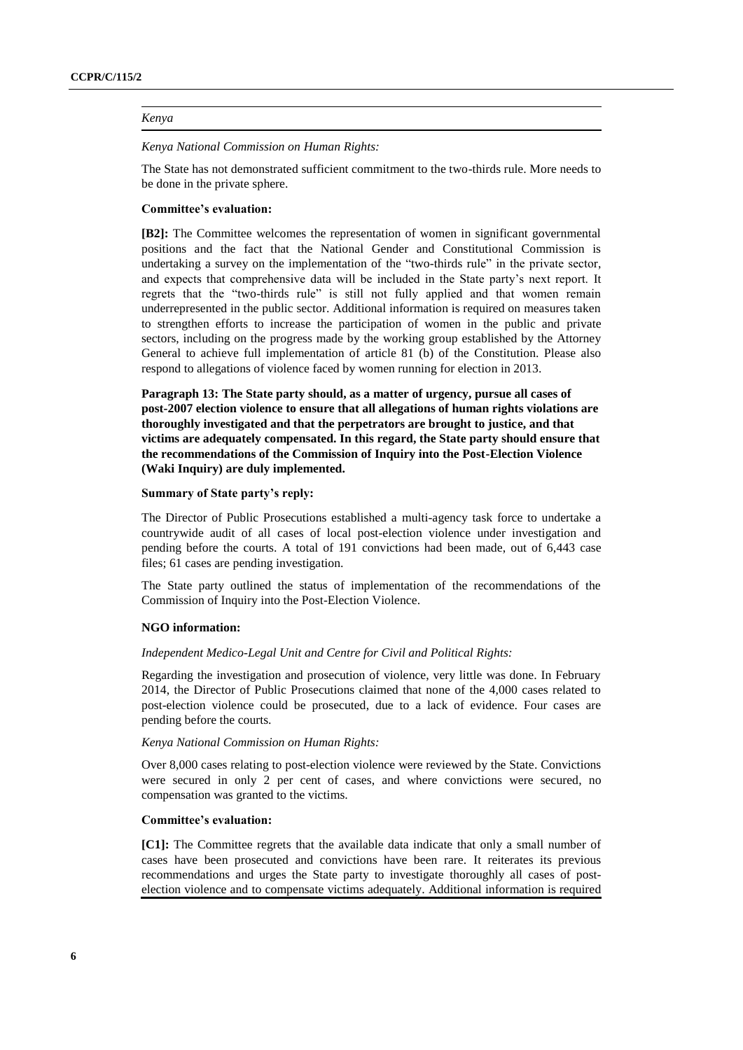*Kenya*

*Kenya National Commission on Human Rights:*

The State has not demonstrated sufficient commitment to the two-thirds rule. More needs to be done in the private sphere.

**Committee's evaluation:**

**[B2]:** The Committee welcomes the representation of women in significant governmental positions and the fact that the National Gender and Constitutional Commission is undertaking a survey on the implementation of the "two-thirds rule" in the private sector, and expects that comprehensive data will be included in the State party's next report. It regrets that the "two-thirds rule" is still not fully applied and that women remain underrepresented in the public sector. Additional information is required on measures taken to strengthen efforts to increase the participation of women in the public and private sectors, including on the progress made by the working group established by the Attorney General to achieve full implementation of article 81 (b) of the Constitution. Please also respond to allegations of violence faced by women running for election in 2013.

**Paragraph 13: The State party should, as a matter of urgency, pursue all cases of post-2007 election violence to ensure that all allegations of human rights violations are thoroughly investigated and that the perpetrators are brought to justice, and that victims are adequately compensated. In this regard, the State party should ensure that the recommendations of the Commission of Inquiry into the Post-Election Violence (Waki Inquiry) are duly implemented.**

**Summary of State party's reply:**

The Director of Public Prosecutions established a multi-agency task force to undertake a countrywide audit of all cases of local post-election violence under investigation and pending before the courts. A total of 191 convictions had been made, out of 6,443 case files; 61 cases are pending investigation.

The State party outlined the status of implementation of the recommendations of the Commission of Inquiry into the Post-Election Violence.

**NGO information:**

*Independent Medico-Legal Unit and Centre for Civil and Political Rights:*

Regarding the investigation and prosecution of violence, very little was done. In February 2014, the Director of Public Prosecutions claimed that none of the 4,000 cases related to post-election violence could be prosecuted, due to a lack of evidence. Four cases are pending before the courts.

*Kenya National Commission on Human Rights:*

Over 8,000 cases relating to post-election violence were reviewed by the State. Convictions were secured in only 2 per cent of cases, and where convictions were secured, no compensation was granted to the victims.

**Committee's evaluation:**

**[C1]:** The Committee regrets that the available data indicate that only a small number of cases have been prosecuted and convictions have been rare. It reiterates its previous recommendations and urges the State party to investigate thoroughly all cases of post-election violence and to compensate victims adequately. Additional information is required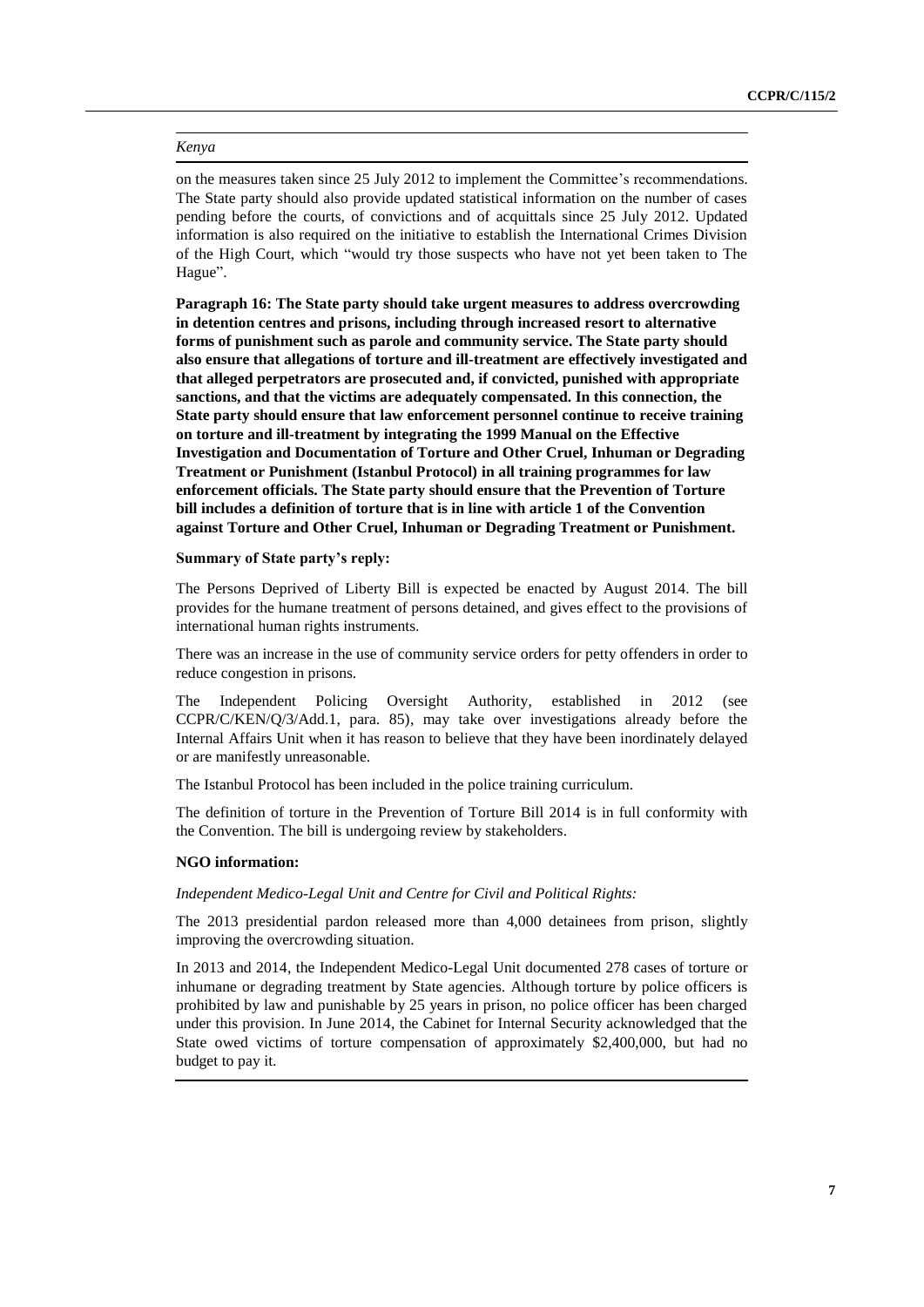*Kenya*

on the measures taken since 25 July 2012 to implement the Committee's recommendations. The State party should also provide updated statistical information on the number of cases pending before the courts, of convictions and of acquittals since 25 July 2012. Updated information is also required on the initiative to establish the International Crimes Division of the High Court, which "would try those suspects who have not yet been taken to The Hague".

**Paragraph 16: The State party should take urgent measures to address overcrowding in detention centres and prisons, including through increased resort to alternative forms of punishment such as parole and community service. The State party should also ensure that allegations of torture and ill-treatment are effectively investigated and that alleged perpetrators are prosecuted and, if convicted, punished with appropriate sanctions, and that the victims are adequately compensated. In this connection, the State party should ensure that law enforcement personnel continue to receive training on torture and ill-treatment by integrating the 1999 Manual on the Effective Investigation and Documentation of Torture and Other Cruel, Inhuman or Degrading Treatment or Punishment (Istanbul Protocol) in all training programmes for law enforcement officials. The State party should ensure that the Prevention of Torture bill includes a definition of torture that is in line with article 1 of the Convention against Torture and Other Cruel, Inhuman or Degrading Treatment or Punishment.**

**Summary of State party's reply:**

The Persons Deprived of Liberty Bill is expected be enacted by August 2014. The bill provides for the humane treatment of persons detained, and gives effect to the provisions of international human rights instruments.

There was an increase in the use of community service orders for petty offenders in order to reduce congestion in prisons.

The Independent Policing Oversight Authority, established in 2012 (see CCPR/C/KEN/Q/3/Add.1, para. 85), may take over investigations already before the Internal Affairs Unit when it has reason to believe that they have been inordinately delayed or are manifestly unreasonable.

The Istanbul Protocol has been included in the police training curriculum.

The definition of torture in the Prevention of Torture Bill 2014 is in full conformity with the Convention. The bill is undergoing review by stakeholders.

**NGO information:**

*Independent Medico-Legal Unit and Centre for Civil and Political Rights:*

The 2013 presidential pardon released more than 4,000 detainees from prison, slightly improving the overcrowding situation.

In 2013 and 2014, the Independent Medico-Legal Unit documented 278 cases of torture or inhumane or degrading treatment by State agencies. Although torture by police officers is prohibited by law and punishable by 25 years in prison, no police officer has been charged under this provision. In June 2014, the Cabinet for Internal Security acknowledged that the State owed victims of torture compensation of approximately $2,400,000, but had no budget to pay it.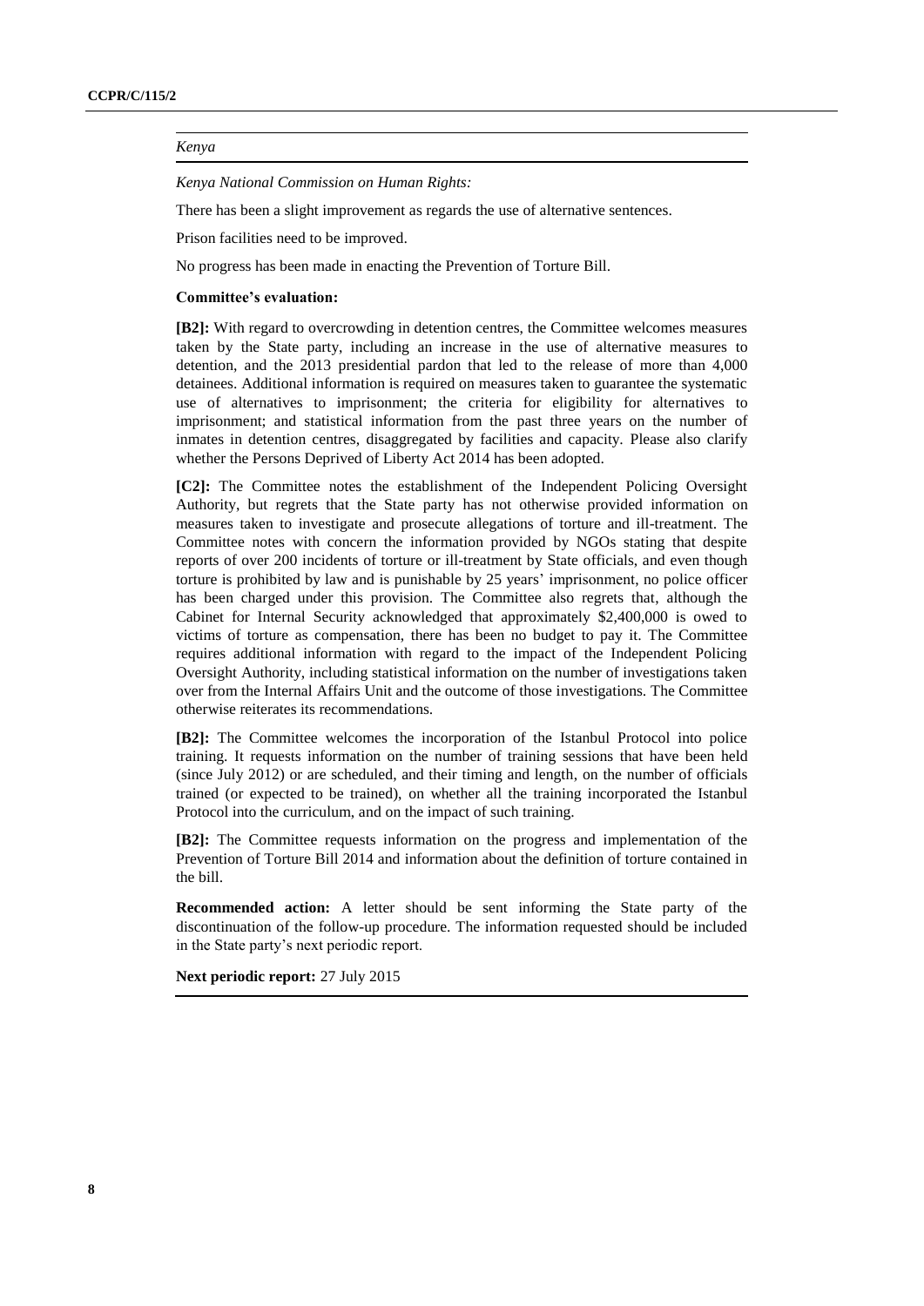*Kenya*

*Kenya National Commission on Human Rights:*

There has been a slight improvement as regards the use of alternative sentences.

Prison facilities need to be improved.

No progress has been made in enacting the Prevention of Torture Bill.

**Committee's evaluation:**

**[B2]:** With regard to overcrowding in detention centres, the Committee welcomes measures taken by the State party, including an increase in the use of alternative measures to detention, and the 2013 presidential pardon that led to the release of more than 4,000 detainees. Additional information is required on measures taken to guarantee the systematic use of alternatives to imprisonment; the criteria for eligibility for alternatives to imprisonment; and statistical information from the past three years on the number of inmates in detention centres, disaggregated by facilities and capacity. Please also clarify whether the Persons Deprived of Liberty Act 2014 has been adopted.

**[C2]:** The Committee notes the establishment of the Independent Policing Oversight Authority, but regrets that the State party has not otherwise provided information on measures taken to investigate and prosecute allegations of torture and ill-treatment. The Committee notes with concern the information provided by NGOs stating that despite reports of over 200 incidents of torture or ill-treatment by State officials, and even though torture is prohibited by law and is punishable by 25 years' imprisonment, no police officer has been charged under this provision. The Committee also regrets that, although the Cabinet for Internal Security acknowledged that approximately $2,400,000 is owed to victims of torture as compensation, there has been no budget to pay it. The Committee requires additional information with regard to the impact of the Independent Policing Oversight Authority, including statistical information on the number of investigations taken over from the Internal Affairs Unit and the outcome of those investigations. The Committee otherwise reiterates its recommendations.

**[B2]:** The Committee welcomes the incorporation of the Istanbul Protocol into police training. It requests information on the number of training sessions that have been held (since July 2012) or are scheduled, and their timing and length, on the number of officials trained (or expected to be trained), on whether all the training incorporated the Istanbul Protocol into the curriculum, and on the impact of such training.

**[B2]:** The Committee requests information on the progress and implementation of the Prevention of Torture Bill 2014 and information about the definition of torture contained in the bill.

**Recommended action:** A letter should be sent informing the State party of the discontinuation of the follow-up procedure. The information requested should be included in the State party's next periodic report.

**Next periodic report:** 27 July 2015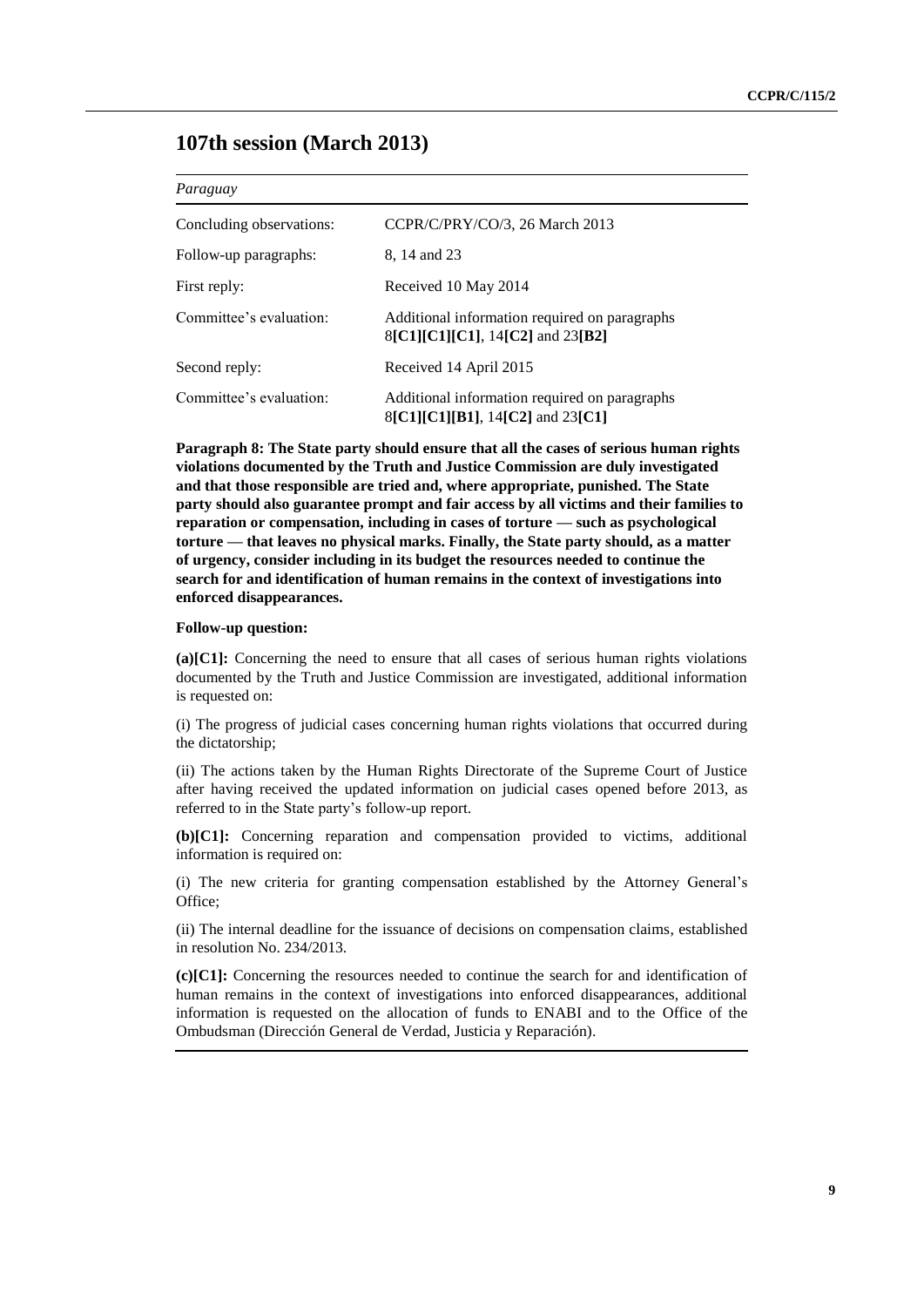## 107th session (March 2013)

*Paraguay*

| | |
|---|---|
| Concluding observations: | CCPR/C/PRY/CO/3, 26 March 2013 |
| Follow-up paragraphs: | 8, 14 and 23 |
| First reply: | Received 10 May 2014 |
| Committee's evaluation: | Additional information required on paragraphs 8**[C1][C1][C1]**, 14**[C2]** and 23**[B2]** |
| Second reply: | Received 14 April 2015 |
| Committee's evaluation: | Additional information required on paragraphs 8**[C1][C1][B1]**, 14**[C2]** and 23**[C1]** |

**Paragraph 8: The State party should ensure that all the cases of serious human rights violations documented by the Truth and Justice Commission are duly investigated and that those responsible are tried and, where appropriate, punished. The State party should also guarantee prompt and fair access by all victims and their families to reparation or compensation, including in cases of torture — such as psychological torture — that leaves no physical marks. Finally, the State party should, as a matter of urgency, consider including in its budget the resources needed to continue the search for and identification of human remains in the context of investigations into enforced disappearances.**

**Follow-up question:**

**(a)[C1]:** Concerning the need to ensure that all cases of serious human rights violations documented by the Truth and Justice Commission are investigated, additional information is requested on:

(i) The progress of judicial cases concerning human rights violations that occurred during the dictatorship;

(ii) The actions taken by the Human Rights Directorate of the Supreme Court of Justice after having received the updated information on judicial cases opened before 2013, as referred to in the State party's follow-up report.

**(b)[C1]:** Concerning reparation and compensation provided to victims, additional information is required on:

(i) The new criteria for granting compensation established by the Attorney General's Office;

(ii) The internal deadline for the issuance of decisions on compensation claims, established in resolution No. 234/2013.

**(c)[C1]:** Concerning the resources needed to continue the search for and identification of human remains in the context of investigations into enforced disappearances, additional information is requested on the allocation of funds to ENABI and to the Office of the Ombudsman (Dirección General de Verdad, Justicia y Reparación).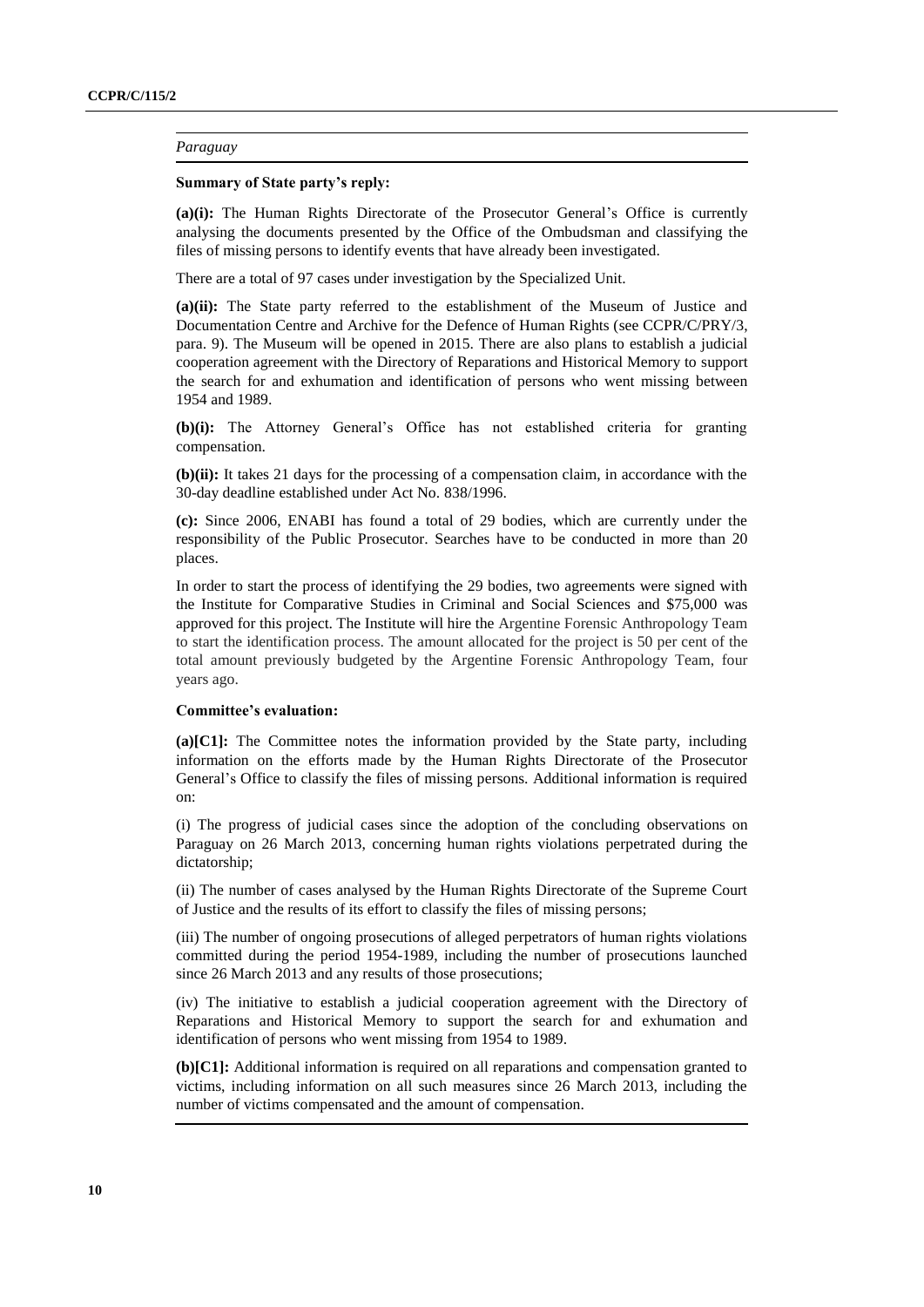*Paraguay*

**Summary of State party's reply:**

**(a)(i):** The Human Rights Directorate of the Prosecutor General's Office is currently analysing the documents presented by the Office of the Ombudsman and classifying the files of missing persons to identify events that have already been investigated.

There are a total of 97 cases under investigation by the Specialized Unit.

**(a)(ii):** The State party referred to the establishment of the Museum of Justice and Documentation Centre and Archive for the Defence of Human Rights (see CCPR/C/PRY/3, para. 9). The Museum will be opened in 2015. There are also plans to establish a judicial cooperation agreement with the Directory of Reparations and Historical Memory to support the search for and exhumation and identification of persons who went missing between 1954 and 1989.

**(b)(i):** The Attorney General's Office has not established criteria for granting compensation.

**(b)(ii):** It takes 21 days for the processing of a compensation claim, in accordance with the 30-day deadline established under Act No. 838/1996.

**(c):** Since 2006, ENABI has found a total of 29 bodies, which are currently under the responsibility of the Public Prosecutor. Searches have to be conducted in more than 20 places.

In order to start the process of identifying the 29 bodies, two agreements were signed with the Institute for Comparative Studies in Criminal and Social Sciences and $75,000 was approved for this project. The Institute will hire the Argentine Forensic Anthropology Team to start the identification process. The amount allocated for the project is 50 per cent of the total amount previously budgeted by the Argentine Forensic Anthropology Team, four years ago.

**Committee's evaluation:**

**(a)[C1]:** The Committee notes the information provided by the State party, including information on the efforts made by the Human Rights Directorate of the Prosecutor General's Office to classify the files of missing persons. Additional information is required on:

(i) The progress of judicial cases since the adoption of the concluding observations on Paraguay on 26 March 2013, concerning human rights violations perpetrated during the dictatorship;

(ii) The number of cases analysed by the Human Rights Directorate of the Supreme Court of Justice and the results of its effort to classify the files of missing persons;

(iii) The number of ongoing prosecutions of alleged perpetrators of human rights violations committed during the period 1954-1989, including the number of prosecutions launched since 26 March 2013 and any results of those prosecutions;

(iv) The initiative to establish a judicial cooperation agreement with the Directory of Reparations and Historical Memory to support the search for and exhumation and identification of persons who went missing from 1954 to 1989.

**(b)[C1]:** Additional information is required on all reparations and compensation granted to victims, including information on all such measures since 26 March 2013, including the number of victims compensated and the amount of compensation.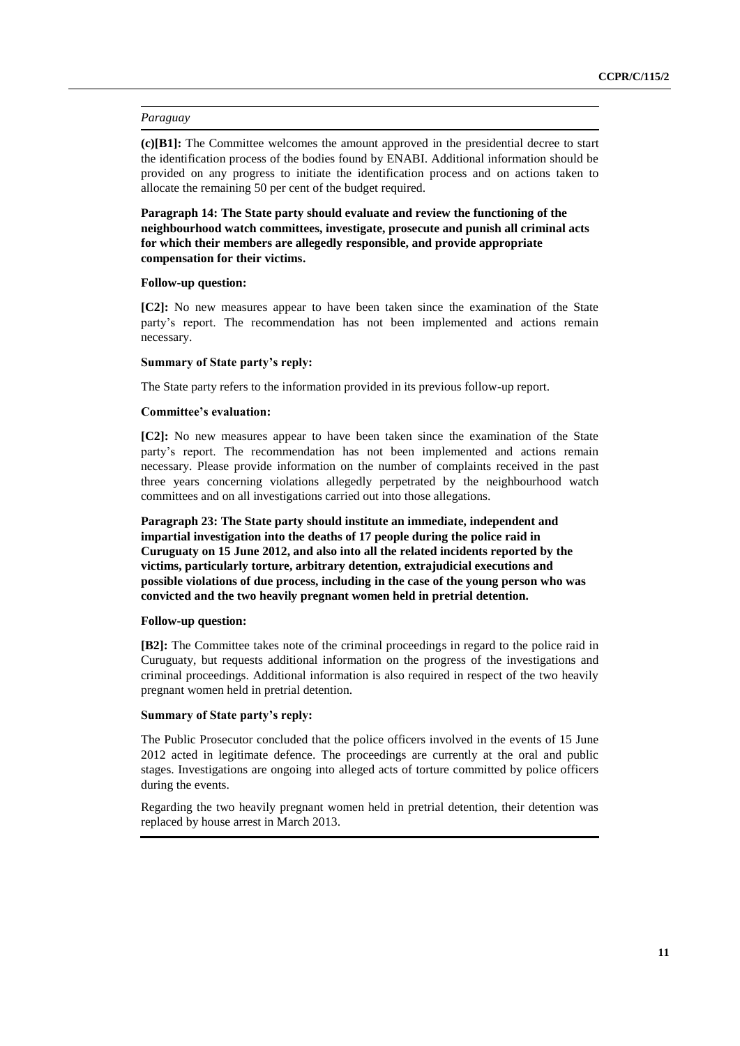*Paraguay*

**(c)[B1]:** The Committee welcomes the amount approved in the presidential decree to start the identification process of the bodies found by ENABI. Additional information should be provided on any progress to initiate the identification process and on actions taken to allocate the remaining 50 per cent of the budget required.

**Paragraph 14: The State party should evaluate and review the functioning of the neighbourhood watch committees, investigate, prosecute and punish all criminal acts for which their members are allegedly responsible, and provide appropriate compensation for their victims.**

**Follow-up question:**

**[C2]:** No new measures appear to have been taken since the examination of the State party's report. The recommendation has not been implemented and actions remain necessary.

**Summary of State party's reply:**

The State party refers to the information provided in its previous follow-up report.

**Committee's evaluation:**

**[C2]:** No new measures appear to have been taken since the examination of the State party's report. The recommendation has not been implemented and actions remain necessary. Please provide information on the number of complaints received in the past three years concerning violations allegedly perpetrated by the neighbourhood watch committees and on all investigations carried out into those allegations.

**Paragraph 23: The State party should institute an immediate, independent and impartial investigation into the deaths of 17 people during the police raid in Curuguaty on 15 June 2012, and also into all the related incidents reported by the victims, particularly torture, arbitrary detention, extrajudicial executions and possible violations of due process, including in the case of the young person who was convicted and the two heavily pregnant women held in pretrial detention.**

**Follow-up question:**

**[B2]:** The Committee takes note of the criminal proceedings in regard to the police raid in Curuguaty, but requests additional information on the progress of the investigations and criminal proceedings. Additional information is also required in respect of the two heavily pregnant women held in pretrial detention.

**Summary of State party's reply:**

The Public Prosecutor concluded that the police officers involved in the events of 15 June 2012 acted in legitimate defence. The proceedings are currently at the oral and public stages. Investigations are ongoing into alleged acts of torture committed by police officers during the events.

Regarding the two heavily pregnant women held in pretrial detention, their detention was replaced by house arrest in March 2013.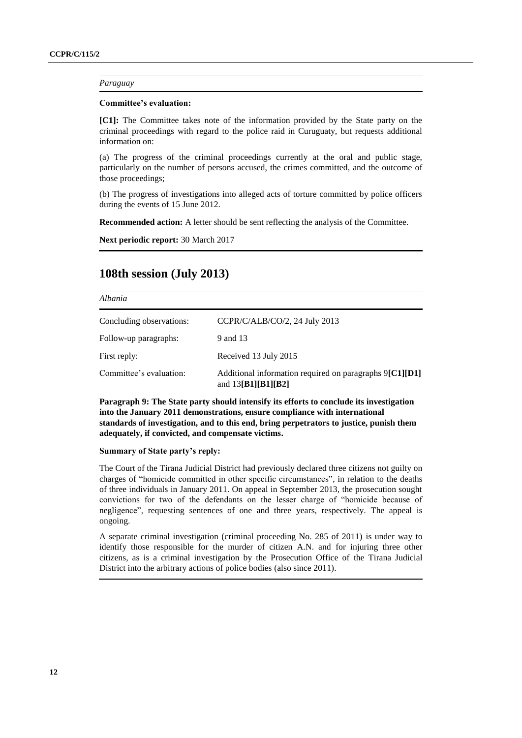*Paraguay*

**Committee's evaluation:**

**[C1]:** The Committee takes note of the information provided by the State party on the criminal proceedings with regard to the police raid in Curuguaty, but requests additional information on:

(a) The progress of the criminal proceedings currently at the oral and public stage, particularly on the number of persons accused, the crimes committed, and the outcome of those proceedings;

(b) The progress of investigations into alleged acts of torture committed by police officers during the events of 15 June 2012.

**Recommended action:** A letter should be sent reflecting the analysis of the Committee.

**Next periodic report:** 30 March 2017

## 108th session (July 2013)

*Albania*

| | |
|---|---|
| Concluding observations: | CCPR/C/ALB/CO/2, 24 July 2013 |
| Follow-up paragraphs: | 9 and 13 |
| First reply: | Received 13 July 2015 |
| Committee's evaluation: | Additional information required on paragraphs 9**[C1][D1]** and 13**[B1][B1][B2]** |

**Paragraph 9: The State party should intensify its efforts to conclude its investigation into the January 2011 demonstrations, ensure compliance with international standards of investigation, and to this end, bring perpetrators to justice, punish them adequately, if convicted, and compensate victims.**

**Summary of State party's reply:**

The Court of the Tirana Judicial District had previously declared three citizens not guilty on charges of "homicide committed in other specific circumstances", in relation to the deaths of three individuals in January 2011. On appeal in September 2013, the prosecution sought convictions for two of the defendants on the lesser charge of "homicide because of negligence", requesting sentences of one and three years, respectively. The appeal is ongoing.

A separate criminal investigation (criminal proceeding No. 285 of 2011) is under way to identify those responsible for the murder of citizen A.N. and for injuring three other citizens, as is a criminal investigation by the Prosecution Office of the Tirana Judicial District into the arbitrary actions of police bodies (also since 2011).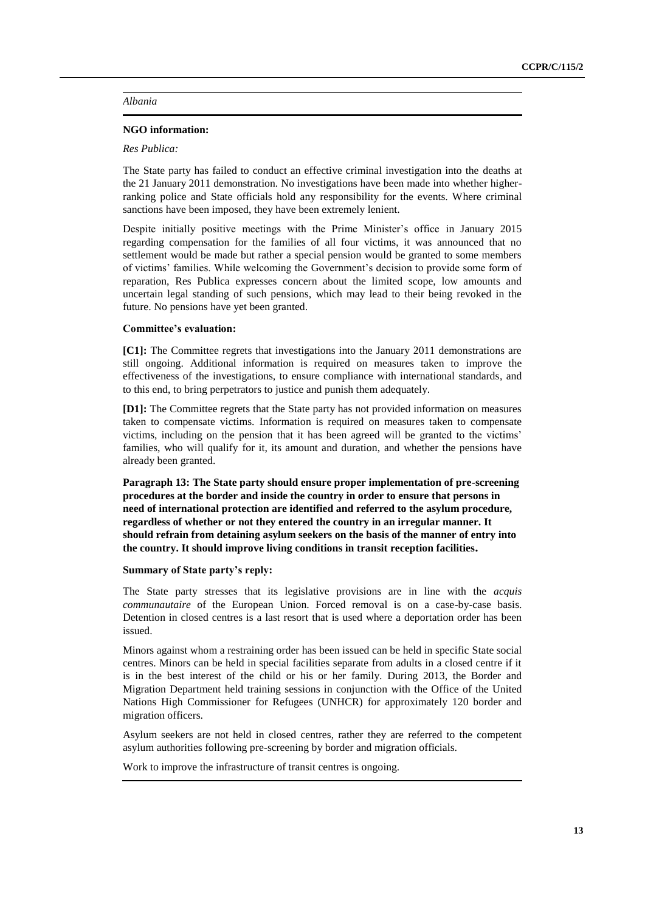*Albania*

**NGO information:**

*Res Publica:*

The State party has failed to conduct an effective criminal investigation into the deaths at the 21 January 2011 demonstration. No investigations have been made into whether higher-ranking police and State officials hold any responsibility for the events. Where criminal sanctions have been imposed, they have been extremely lenient.

Despite initially positive meetings with the Prime Minister's office in January 2015 regarding compensation for the families of all four victims, it was announced that no settlement would be made but rather a special pension would be granted to some members of victims' families. While welcoming the Government's decision to provide some form of reparation, Res Publica expresses concern about the limited scope, low amounts and uncertain legal standing of such pensions, which may lead to their being revoked in the future. No pensions have yet been granted.

**Committee's evaluation:**

**[C1]:** The Committee regrets that investigations into the January 2011 demonstrations are still ongoing. Additional information is required on measures taken to improve the effectiveness of the investigations, to ensure compliance with international standards, and to this end, to bring perpetrators to justice and punish them adequately.

**[D1]:** The Committee regrets that the State party has not provided information on measures taken to compensate victims. Information is required on measures taken to compensate victims, including on the pension that it has been agreed will be granted to the victims' families, who will qualify for it, its amount and duration, and whether the pensions have already been granted.

**Paragraph 13: The State party should ensure proper implementation of pre-screening procedures at the border and inside the country in order to ensure that persons in need of international protection are identified and referred to the asylum procedure, regardless of whether or not they entered the country in an irregular manner. It should refrain from detaining asylum seekers on the basis of the manner of entry into the country. It should improve living conditions in transit reception facilities.**

**Summary of State party's reply:**

The State party stresses that its legislative provisions are in line with the *acquis communautaire* of the European Union. Forced removal is on a case-by-case basis. Detention in closed centres is a last resort that is used where a deportation order has been issued.

Minors against whom a restraining order has been issued can be held in specific State social centres. Minors can be held in special facilities separate from adults in a closed centre if it is in the best interest of the child or his or her family. During 2013, the Border and Migration Department held training sessions in conjunction with the Office of the United Nations High Commissioner for Refugees (UNHCR) for approximately 120 border and migration officers.

Asylum seekers are not held in closed centres, rather they are referred to the competent asylum authorities following pre-screening by border and migration officials.

Work to improve the infrastructure of transit centres is ongoing.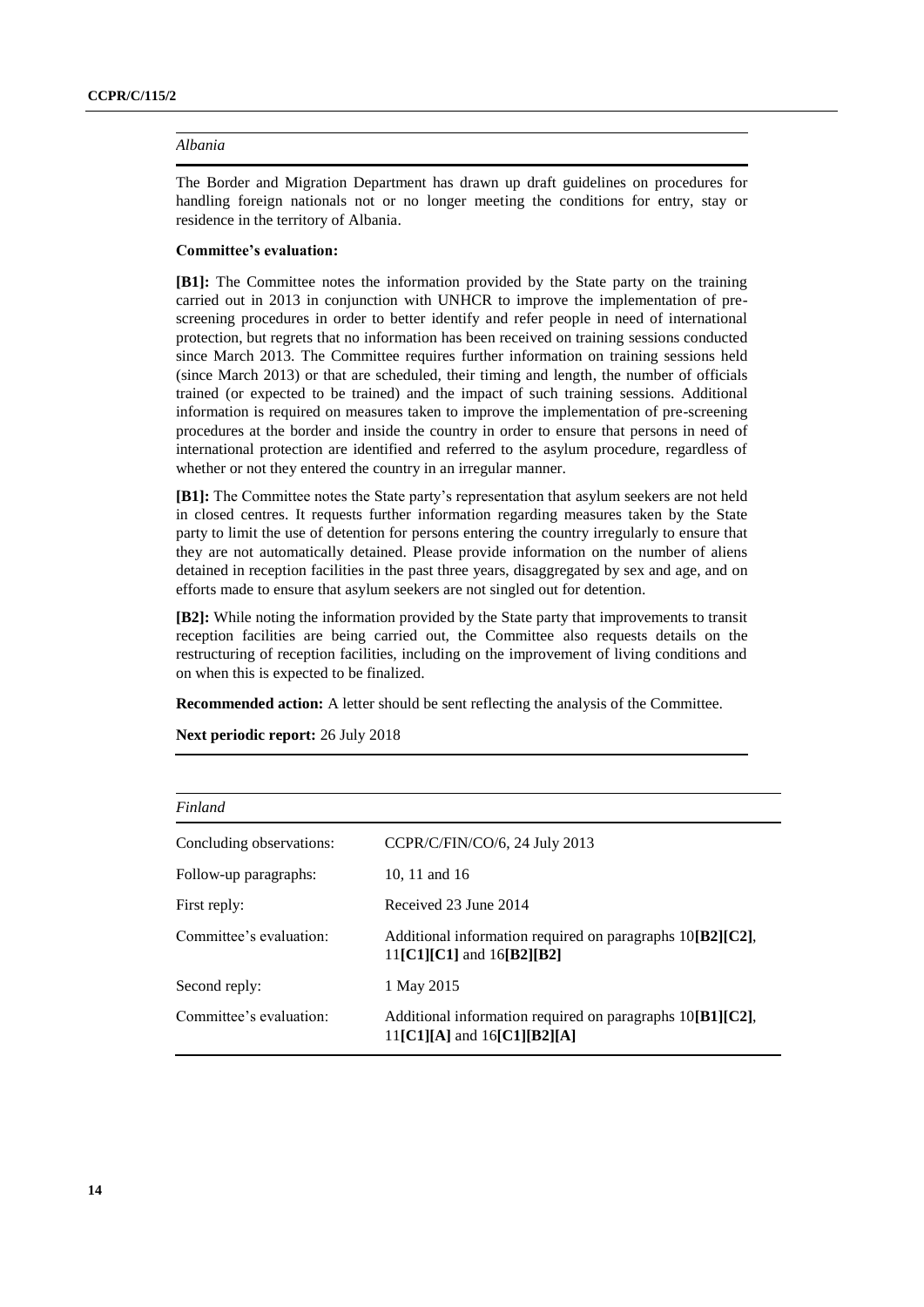*Albania*

The Border and Migration Department has drawn up draft guidelines on procedures for handling foreign nationals not or no longer meeting the conditions for entry, stay or residence in the territory of Albania.

**Committee's evaluation:**

**[B1]:** The Committee notes the information provided by the State party on the training carried out in 2013 in conjunction with UNHCR to improve the implementation of pre-screening procedures in order to better identify and refer people in need of international protection, but regrets that no information has been received on training sessions conducted since March 2013. The Committee requires further information on training sessions held (since March 2013) or that are scheduled, their timing and length, the number of officials trained (or expected to be trained) and the impact of such training sessions. Additional information is required on measures taken to improve the implementation of pre-screening procedures at the border and inside the country in order to ensure that persons in need of international protection are identified and referred to the asylum procedure, regardless of whether or not they entered the country in an irregular manner.

**[B1]:** The Committee notes the State party's representation that asylum seekers are not held in closed centres. It requests further information regarding measures taken by the State party to limit the use of detention for persons entering the country irregularly to ensure that they are not automatically detained. Please provide information on the number of aliens detained in reception facilities in the past three years, disaggregated by sex and age, and on efforts made to ensure that asylum seekers are not singled out for detention.

**[B2]:** While noting the information provided by the State party that improvements to transit reception facilities are being carried out, the Committee also requests details on the restructuring of reception facilities, including on the improvement of living conditions and on when this is expected to be finalized.

**Recommended action:** A letter should be sent reflecting the analysis of the Committee.

**Next periodic report:** 26 July 2018

*Finland*

| | |
|---|---|
| Concluding observations: | CCPR/C/FIN/CO/6, 24 July 2013 |
| Follow-up paragraphs: | 10, 11 and 16 |
| First reply: | Received 23 June 2014 |
| Committee's evaluation: | Additional information required on paragraphs 10**[B2][C2]**, 11**[C1][C1]** and 16**[B2][B2]** |
| Second reply: | 1 May 2015 |
| Committee's evaluation: | Additional information required on paragraphs 10**[B1][C2]**, 11**[C1][A]** and 16**[C1][B2][A]** |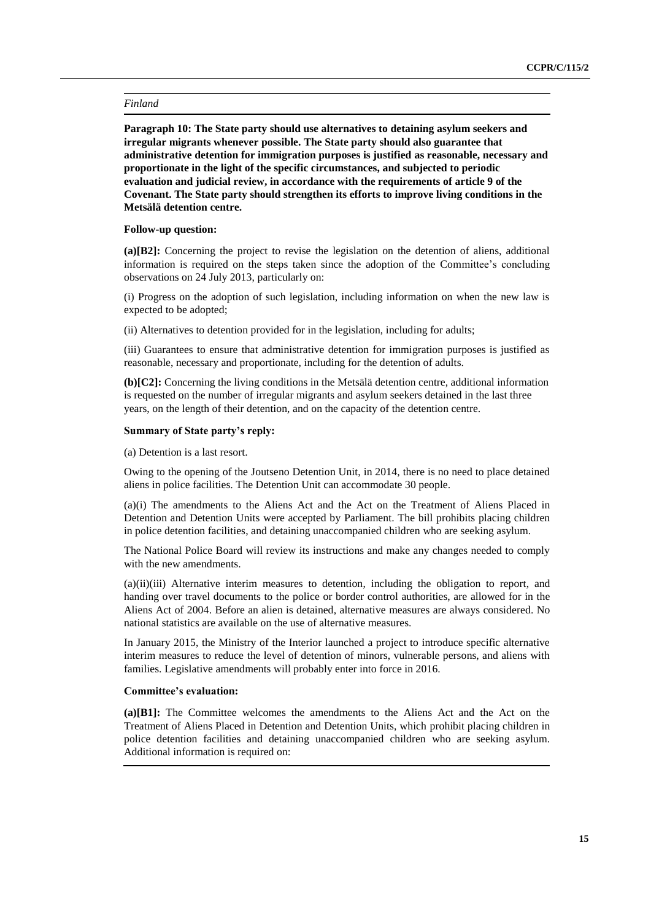*Finland*

**Paragraph 10: The State party should use alternatives to detaining asylum seekers and irregular migrants whenever possible. The State party should also guarantee that administrative detention for immigration purposes is justified as reasonable, necessary and proportionate in the light of the specific circumstances, and subjected to periodic evaluation and judicial review, in accordance with the requirements of article 9 of the Covenant. The State party should strengthen its efforts to improve living conditions in the Metsälä detention centre.**

**Follow-up question:**

**(a)[B2]:** Concerning the project to revise the legislation on the detention of aliens, additional information is required on the steps taken since the adoption of the Committee's concluding observations on 24 July 2013, particularly on:

(i) Progress on the adoption of such legislation, including information on when the new law is expected to be adopted;

(ii) Alternatives to detention provided for in the legislation, including for adults;

(iii) Guarantees to ensure that administrative detention for immigration purposes is justified as reasonable, necessary and proportionate, including for the detention of adults.

**(b)[C2]:** Concerning the living conditions in the Metsälä detention centre, additional information is requested on the number of irregular migrants and asylum seekers detained in the last three years, on the length of their detention, and on the capacity of the detention centre.

**Summary of State party's reply:**

(a) Detention is a last resort.

Owing to the opening of the Joutseno Detention Unit, in 2014, there is no need to place detained aliens in police facilities. The Detention Unit can accommodate 30 people.

(a)(i) The amendments to the Aliens Act and the Act on the Treatment of Aliens Placed in Detention and Detention Units were accepted by Parliament. The bill prohibits placing children in police detention facilities, and detaining unaccompanied children who are seeking asylum.

The National Police Board will review its instructions and make any changes needed to comply with the new amendments.

(a)(ii)(iii) Alternative interim measures to detention, including the obligation to report, and handing over travel documents to the police or border control authorities, are allowed for in the Aliens Act of 2004. Before an alien is detained, alternative measures are always considered. No national statistics are available on the use of alternative measures.

In January 2015, the Ministry of the Interior launched a project to introduce specific alternative interim measures to reduce the level of detention of minors, vulnerable persons, and aliens with families. Legislative amendments will probably enter into force in 2016.

**Committee's evaluation:**

**(a)[B1]:** The Committee welcomes the amendments to the Aliens Act and the Act on the Treatment of Aliens Placed in Detention and Detention Units, which prohibit placing children in police detention facilities and detaining unaccompanied children who are seeking asylum. Additional information is required on: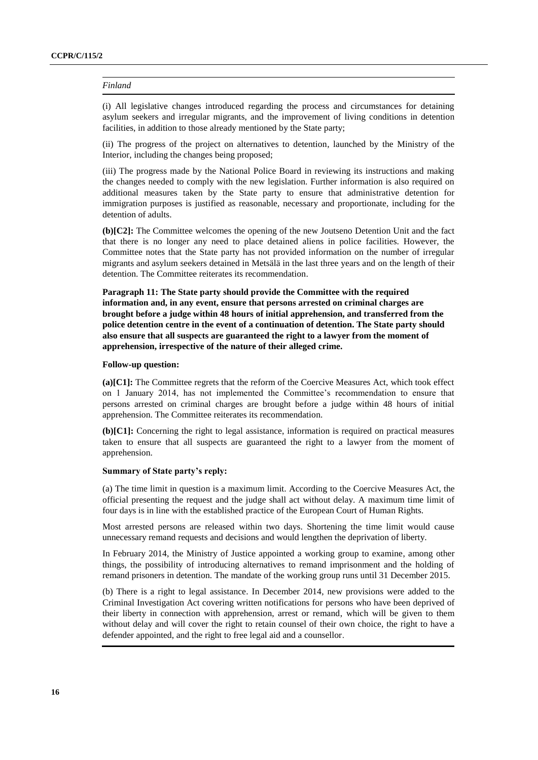*Finland*

(i) All legislative changes introduced regarding the process and circumstances for detaining asylum seekers and irregular migrants, and the improvement of living conditions in detention facilities, in addition to those already mentioned by the State party;

(ii) The progress of the project on alternatives to detention, launched by the Ministry of the Interior, including the changes being proposed;

(iii) The progress made by the National Police Board in reviewing its instructions and making the changes needed to comply with the new legislation. Further information is also required on additional measures taken by the State party to ensure that administrative detention for immigration purposes is justified as reasonable, necessary and proportionate, including for the detention of adults.

**(b)[C2]:** The Committee welcomes the opening of the new Joutseno Detention Unit and the fact that there is no longer any need to place detained aliens in police facilities. However, the Committee notes that the State party has not provided information on the number of irregular migrants and asylum seekers detained in Metsälä in the last three years and on the length of their detention. The Committee reiterates its recommendation.

**Paragraph 11: The State party should provide the Committee with the required information and, in any event, ensure that persons arrested on criminal charges are brought before a judge within 48 hours of initial apprehension, and transferred from the police detention centre in the event of a continuation of detention. The State party should also ensure that all suspects are guaranteed the right to a lawyer from the moment of apprehension, irrespective of the nature of their alleged crime.**

**Follow-up question:**

**(a)[C1]:** The Committee regrets that the reform of the Coercive Measures Act, which took effect on 1 January 2014, has not implemented the Committee's recommendation to ensure that persons arrested on criminal charges are brought before a judge within 48 hours of initial apprehension. The Committee reiterates its recommendation.

**(b)[C1]:** Concerning the right to legal assistance, information is required on practical measures taken to ensure that all suspects are guaranteed the right to a lawyer from the moment of apprehension.

**Summary of State party's reply:**

(a) The time limit in question is a maximum limit. According to the Coercive Measures Act, the official presenting the request and the judge shall act without delay. A maximum time limit of four days is in line with the established practice of the European Court of Human Rights.

Most arrested persons are released within two days. Shortening the time limit would cause unnecessary remand requests and decisions and would lengthen the deprivation of liberty.

In February 2014, the Ministry of Justice appointed a working group to examine, among other things, the possibility of introducing alternatives to remand imprisonment and the holding of remand prisoners in detention. The mandate of the working group runs until 31 December 2015.

(b) There is a right to legal assistance. In December 2014, new provisions were added to the Criminal Investigation Act covering written notifications for persons who have been deprived of their liberty in connection with apprehension, arrest or remand, which will be given to them without delay and will cover the right to retain counsel of their own choice, the right to have a defender appointed, and the right to free legal aid and a counsellor.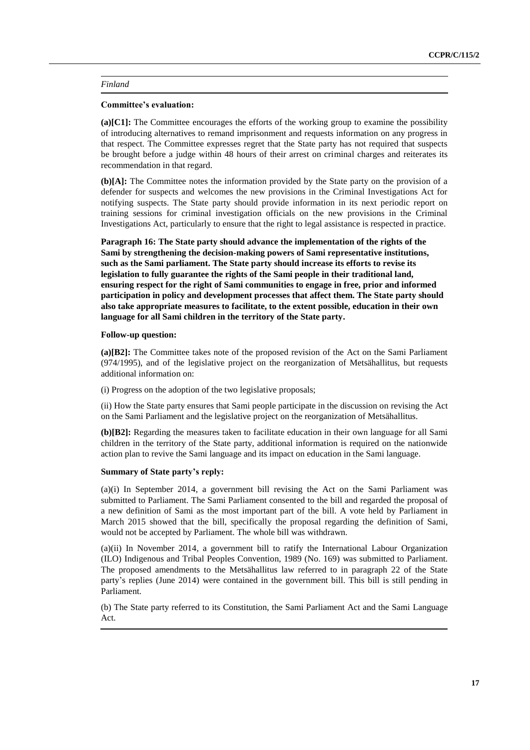*Finland*

**Committee's evaluation:**

**(a)[C1]:** The Committee encourages the efforts of the working group to examine the possibility of introducing alternatives to remand imprisonment and requests information on any progress in that respect. The Committee expresses regret that the State party has not required that suspects be brought before a judge within 48 hours of their arrest on criminal charges and reiterates its recommendation in that regard.

**(b)[A]:** The Committee notes the information provided by the State party on the provision of a defender for suspects and welcomes the new provisions in the Criminal Investigations Act for notifying suspects. The State party should provide information in its next periodic report on training sessions for criminal investigation officials on the new provisions in the Criminal Investigations Act, particularly to ensure that the right to legal assistance is respected in practice.

**Paragraph 16: The State party should advance the implementation of the rights of the Sami by strengthening the decision-making powers of Sami representative institutions, such as the Sami parliament. The State party should increase its efforts to revise its legislation to fully guarantee the rights of the Sami people in their traditional land, ensuring respect for the right of Sami communities to engage in free, prior and informed participation in policy and development processes that affect them. The State party should also take appropriate measures to facilitate, to the extent possible, education in their own language for all Sami children in the territory of the State party.**

**Follow-up question:**

**(a)[B2]:** The Committee takes note of the proposed revision of the Act on the Sami Parliament (974/1995), and of the legislative project on the reorganization of Metsähallitus, but requests additional information on:

(i) Progress on the adoption of the two legislative proposals;

(ii) How the State party ensures that Sami people participate in the discussion on revising the Act on the Sami Parliament and the legislative project on the reorganization of Metsähallitus.

**(b)[B2]:** Regarding the measures taken to facilitate education in their own language for all Sami children in the territory of the State party, additional information is required on the nationwide action plan to revive the Sami language and its impact on education in the Sami language.

**Summary of State party's reply:**

(a)(i) In September 2014, a government bill revising the Act on the Sami Parliament was submitted to Parliament. The Sami Parliament consented to the bill and regarded the proposal of a new definition of Sami as the most important part of the bill. A vote held by Parliament in March 2015 showed that the bill, specifically the proposal regarding the definition of Sami, would not be accepted by Parliament. The whole bill was withdrawn.

(a)(ii) In November 2014, a government bill to ratify the International Labour Organization (ILO) Indigenous and Tribal Peoples Convention, 1989 (No. 169) was submitted to Parliament. The proposed amendments to the Metsähallitus law referred to in paragraph 22 of the State party's replies (June 2014) were contained in the government bill. This bill is still pending in Parliament.

(b) The State party referred to its Constitution, the Sami Parliament Act and the Sami Language Act.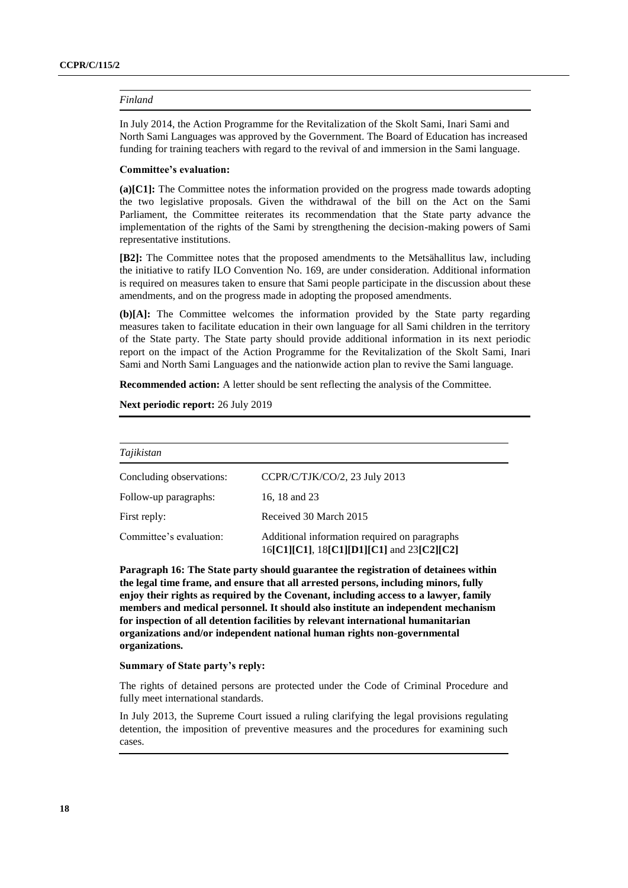*Finland*

In July 2014, the Action Programme for the Revitalization of the Skolt Sami, Inari Sami and North Sami Languages was approved by the Government. The Board of Education has increased funding for training teachers with regard to the revival of and immersion in the Sami language.

**Committee's evaluation:**

**(a)[C1]:** The Committee notes the information provided on the progress made towards adopting the two legislative proposals. Given the withdrawal of the bill on the Act on the Sami Parliament, the Committee reiterates its recommendation that the State party advance the implementation of the rights of the Sami by strengthening the decision-making powers of Sami representative institutions.

**[B2]:** The Committee notes that the proposed amendments to the Metsähallitus law, including the initiative to ratify ILO Convention No. 169, are under consideration. Additional information is required on measures taken to ensure that Sami people participate in the discussion about these amendments, and on the progress made in adopting the proposed amendments.

**(b)[A]:** The Committee welcomes the information provided by the State party regarding measures taken to facilitate education in their own language for all Sami children in the territory of the State party. The State party should provide additional information in its next periodic report on the impact of the Action Programme for the Revitalization of the Skolt Sami, Inari Sami and North Sami Languages and the nationwide action plan to revive the Sami language.

**Recommended action:** A letter should be sent reflecting the analysis of the Committee.

**Next periodic report:** 26 July 2019

*Tajikistan*

| | |
|---|---|
| Concluding observations: | CCPR/C/TJK/CO/2, 23 July 2013 |
| Follow-up paragraphs: | 16, 18 and 23 |
| First reply: | Received 30 March 2015 |
| Committee's evaluation: | Additional information required on paragraphs 16**[C1][C1]**, 18**[C1][D1][C1]** and 23**[C2][C2]** |

**Paragraph 16: The State party should guarantee the registration of detainees within the legal time frame, and ensure that all arrested persons, including minors, fully enjoy their rights as required by the Covenant, including access to a lawyer, family members and medical personnel. It should also institute an independent mechanism for inspection of all detention facilities by relevant international humanitarian organizations and/or independent national human rights non-governmental organizations.**

**Summary of State party's reply:**

The rights of detained persons are protected under the Code of Criminal Procedure and fully meet international standards.

In July 2013, the Supreme Court issued a ruling clarifying the legal provisions regulating detention, the imposition of preventive measures and the procedures for examining such cases.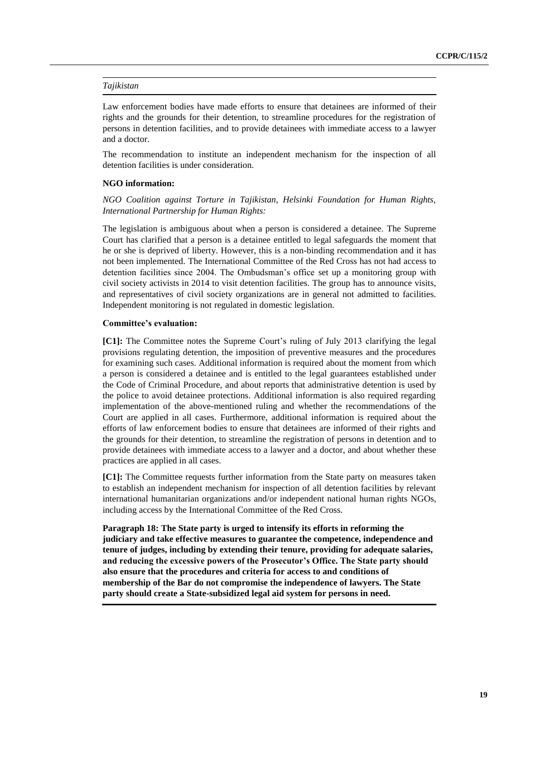*Tajikistan*

Law enforcement bodies have made efforts to ensure that detainees are informed of their rights and the grounds for their detention, to streamline procedures for the registration of persons in detention facilities, and to provide detainees with immediate access to a lawyer and a doctor.

The recommendation to institute an independent mechanism for the inspection of all detention facilities is under consideration.

**NGO information:**

*NGO Coalition against Torture in Tajikistan, Helsinki Foundation for Human Rights, International Partnership for Human Rights:*

The legislation is ambiguous about when a person is considered a detainee. The Supreme Court has clarified that a person is a detainee entitled to legal safeguards the moment that he or she is deprived of liberty. However, this is a non-binding recommendation and it has not been implemented. The International Committee of the Red Cross has not had access to detention facilities since 2004. The Ombudsman's office set up a monitoring group with civil society activists in 2014 to visit detention facilities. The group has to announce visits, and representatives of civil society organizations are in general not admitted to facilities. Independent monitoring is not regulated in domestic legislation.

**Committee's evaluation:**

**[C1]:** The Committee notes the Supreme Court's ruling of July 2013 clarifying the legal provisions regulating detention, the imposition of preventive measures and the procedures for examining such cases. Additional information is required about the moment from which a person is considered a detainee and is entitled to the legal guarantees established under the Code of Criminal Procedure, and about reports that administrative detention is used by the police to avoid detainee protections. Additional information is also required regarding implementation of the above-mentioned ruling and whether the recommendations of the Court are applied in all cases. Furthermore, additional information is required about the efforts of law enforcement bodies to ensure that detainees are informed of their rights and the grounds for their detention, to streamline the registration of persons in detention and to provide detainees with immediate access to a lawyer and a doctor, and about whether these practices are applied in all cases.

**[C1]:** The Committee requests further information from the State party on measures taken to establish an independent mechanism for inspection of all detention facilities by relevant international humanitarian organizations and/or independent national human rights NGOs, including access by the International Committee of the Red Cross.

**Paragraph 18: The State party is urged to intensify its efforts in reforming the judiciary and take effective measures to guarantee the competence, independence and tenure of judges, including by extending their tenure, providing for adequate salaries, and reducing the excessive powers of the Prosecutor's Office. The State party should also ensure that the procedures and criteria for access to and conditions of membership of the Bar do not compromise the independence of lawyers. The State party should create a State-subsidized legal aid system for persons in need.**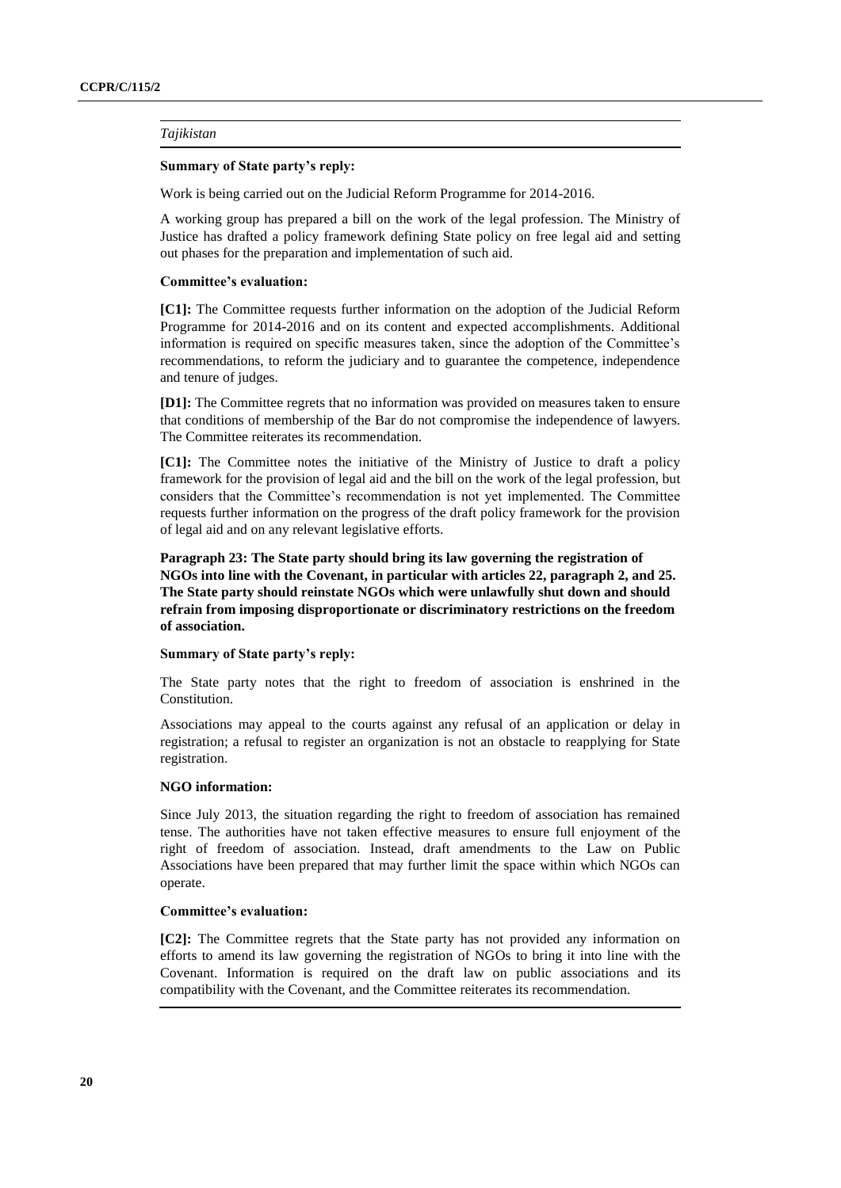*Tajikistan*

**Summary of State party's reply:**

Work is being carried out on the Judicial Reform Programme for 2014-2016.

A working group has prepared a bill on the work of the legal profession. The Ministry of Justice has drafted a policy framework defining State policy on free legal aid and setting out phases for the preparation and implementation of such aid.

**Committee's evaluation:**

**[C1]:** The Committee requests further information on the adoption of the Judicial Reform Programme for 2014-2016 and on its content and expected accomplishments. Additional information is required on specific measures taken, since the adoption of the Committee's recommendations, to reform the judiciary and to guarantee the competence, independence and tenure of judges.

**[D1]:** The Committee regrets that no information was provided on measures taken to ensure that conditions of membership of the Bar do not compromise the independence of lawyers. The Committee reiterates its recommendation.

**[C1]:** The Committee notes the initiative of the Ministry of Justice to draft a policy framework for the provision of legal aid and the bill on the work of the legal profession, but considers that the Committee's recommendation is not yet implemented. The Committee requests further information on the progress of the draft policy framework for the provision of legal aid and on any relevant legislative efforts.

**Paragraph 23: The State party should bring its law governing the registration of NGOs into line with the Covenant, in particular with articles 22, paragraph 2, and 25. The State party should reinstate NGOs which were unlawfully shut down and should refrain from imposing disproportionate or discriminatory restrictions on the freedom of association.**

**Summary of State party's reply:**

The State party notes that the right to freedom of association is enshrined in the Constitution.

Associations may appeal to the courts against any refusal of an application or delay in registration; a refusal to register an organization is not an obstacle to reapplying for State registration.

**NGO information:**

Since July 2013, the situation regarding the right to freedom of association has remained tense. The authorities have not taken effective measures to ensure full enjoyment of the right of freedom of association. Instead, draft amendments to the Law on Public Associations have been prepared that may further limit the space within which NGOs can operate.

**Committee's evaluation:**

**[C2]:** The Committee regrets that the State party has not provided any information on efforts to amend its law governing the registration of NGOs to bring it into line with the Covenant. Information is required on the draft law on public associations and its compatibility with the Covenant, and the Committee reiterates its recommendation.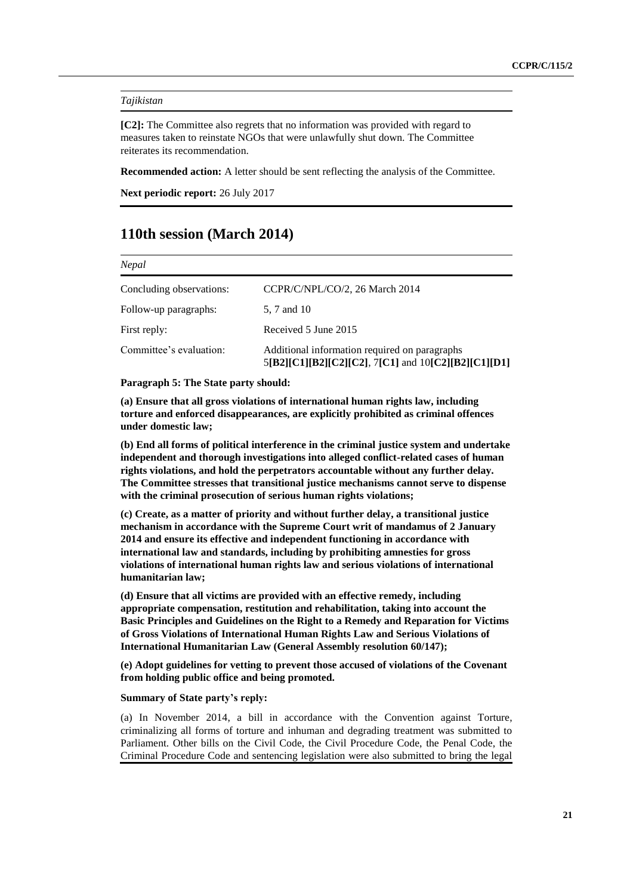*Tajikistan*

**[C2]:** The Committee also regrets that no information was provided with regard to measures taken to reinstate NGOs that were unlawfully shut down. The Committee reiterates its recommendation.

**Recommended action:** A letter should be sent reflecting the analysis of the Committee.

**Next periodic report:** 26 July 2017

## 110th session (March 2014)

*Nepal*

| | |
|---|---|
| Concluding observations: | CCPR/C/NPL/CO/2, 26 March 2014 |
| Follow-up paragraphs: | 5, 7 and 10 |
| First reply: | Received 5 June 2015 |
| Committee's evaluation: | Additional information required on paragraphs 5**[B2][C1][B2][C2][C2]**, 7**[C1]** and 10**[C2][B2][C1][D1]** |

**Paragraph 5: The State party should:**

**(a) Ensure that all gross violations of international human rights law, including torture and enforced disappearances, are explicitly prohibited as criminal offences under domestic law;**

**(b) End all forms of political interference in the criminal justice system and undertake independent and thorough investigations into alleged conflict-related cases of human rights violations, and hold the perpetrators accountable without any further delay. The Committee stresses that transitional justice mechanisms cannot serve to dispense with the criminal prosecution of serious human rights violations;**

**(c) Create, as a matter of priority and without further delay, a transitional justice mechanism in accordance with the Supreme Court writ of mandamus of 2 January 2014 and ensure its effective and independent functioning in accordance with international law and standards, including by prohibiting amnesties for gross violations of international human rights law and serious violations of international humanitarian law;**

**(d) Ensure that all victims are provided with an effective remedy, including appropriate compensation, restitution and rehabilitation, taking into account the Basic Principles and Guidelines on the Right to a Remedy and Reparation for Victims of Gross Violations of International Human Rights Law and Serious Violations of International Humanitarian Law (General Assembly resolution 60/147);**

**(e) Adopt guidelines for vetting to prevent those accused of violations of the Covenant from holding public office and being promoted.**

**Summary of State party's reply:**

(a) In November 2014, a bill in accordance with the Convention against Torture, criminalizing all forms of torture and inhuman and degrading treatment was submitted to Parliament. Other bills on the Civil Code, the Civil Procedure Code, the Penal Code, the Criminal Procedure Code and sentencing legislation were also submitted to bring the legal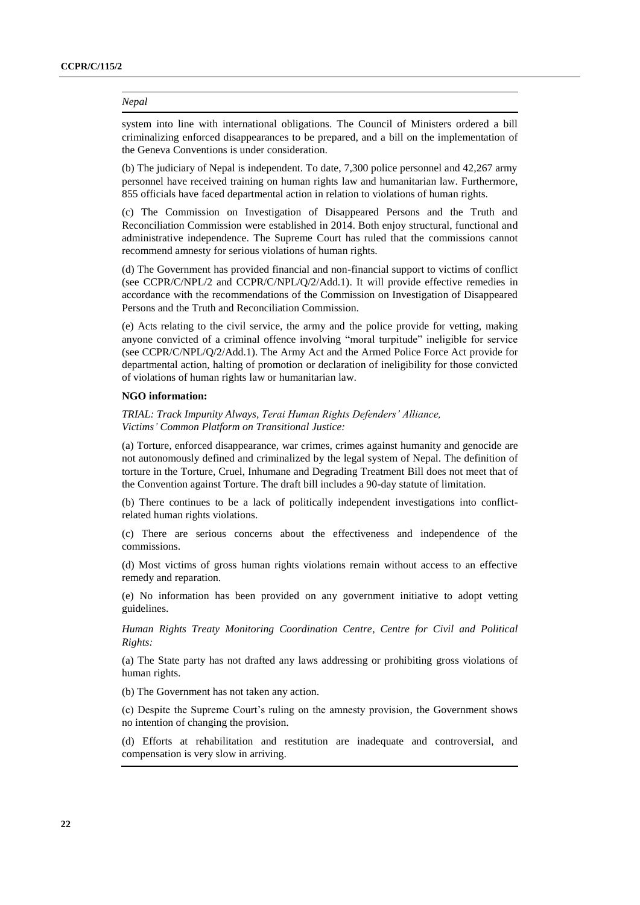*Nepal*

system into line with international obligations. The Council of Ministers ordered a bill criminalizing enforced disappearances to be prepared, and a bill on the implementation of the Geneva Conventions is under consideration.

(b) The judiciary of Nepal is independent. To date, 7,300 police personnel and 42,267 army personnel have received training on human rights law and humanitarian law. Furthermore, 855 officials have faced departmental action in relation to violations of human rights.

(c) The Commission on Investigation of Disappeared Persons and the Truth and Reconciliation Commission were established in 2014. Both enjoy structural, functional and administrative independence. The Supreme Court has ruled that the commissions cannot recommend amnesty for serious violations of human rights.

(d) The Government has provided financial and non-financial support to victims of conflict (see CCPR/C/NPL/2 and CCPR/C/NPL/Q/2/Add.1). It will provide effective remedies in accordance with the recommendations of the Commission on Investigation of Disappeared Persons and the Truth and Reconciliation Commission.

(e) Acts relating to the civil service, the army and the police provide for vetting, making anyone convicted of a criminal offence involving "moral turpitude" ineligible for service (see CCPR/C/NPL/Q/2/Add.1). The Army Act and the Armed Police Force Act provide for departmental action, halting of promotion or declaration of ineligibility for those convicted of violations of human rights law or humanitarian law.

**NGO information:**

*TRIAL: Track Impunity Always, Terai Human Rights Defenders' Alliance, Victims' Common Platform on Transitional Justice:*

(a) Torture, enforced disappearance, war crimes, crimes against humanity and genocide are not autonomously defined and criminalized by the legal system of Nepal. The definition of torture in the Torture, Cruel, Inhumane and Degrading Treatment Bill does not meet that of the Convention against Torture. The draft bill includes a 90-day statute of limitation.

(b) There continues to be a lack of politically independent investigations into conflict-related human rights violations.

(c) There are serious concerns about the effectiveness and independence of the commissions.

(d) Most victims of gross human rights violations remain without access to an effective remedy and reparation.

(e) No information has been provided on any government initiative to adopt vetting guidelines.

*Human Rights Treaty Monitoring Coordination Centre, Centre for Civil and Political Rights:*

(a) The State party has not drafted any laws addressing or prohibiting gross violations of human rights.

(b) The Government has not taken any action.

(c) Despite the Supreme Court's ruling on the amnesty provision, the Government shows no intention of changing the provision.

(d) Efforts at rehabilitation and restitution are inadequate and controversial, and compensation is very slow in arriving.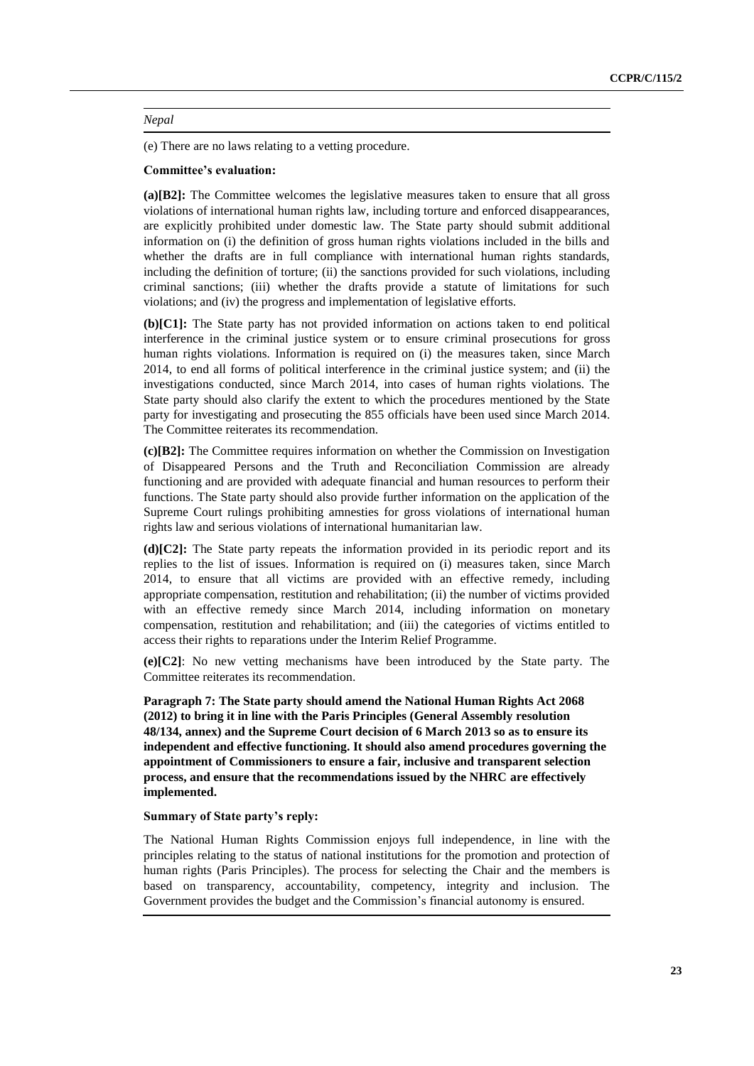*Nepal*

(e) There are no laws relating to a vetting procedure.

**Committee's evaluation:**

**(a)[B2]:** The Committee welcomes the legislative measures taken to ensure that all gross violations of international human rights law, including torture and enforced disappearances, are explicitly prohibited under domestic law. The State party should submit additional information on (i) the definition of gross human rights violations included in the bills and whether the drafts are in full compliance with international human rights standards, including the definition of torture; (ii) the sanctions provided for such violations, including criminal sanctions; (iii) whether the drafts provide a statute of limitations for such violations; and (iv) the progress and implementation of legislative efforts.

**(b)[C1]:** The State party has not provided information on actions taken to end political interference in the criminal justice system or to ensure criminal prosecutions for gross human rights violations. Information is required on (i) the measures taken, since March 2014, to end all forms of political interference in the criminal justice system; and (ii) the investigations conducted, since March 2014, into cases of human rights violations. The State party should also clarify the extent to which the procedures mentioned by the State party for investigating and prosecuting the 855 officials have been used since March 2014. The Committee reiterates its recommendation.

**(c)[B2]:** The Committee requires information on whether the Commission on Investigation of Disappeared Persons and the Truth and Reconciliation Commission are already functioning and are provided with adequate financial and human resources to perform their functions. The State party should also provide further information on the application of the Supreme Court rulings prohibiting amnesties for gross violations of international human rights law and serious violations of international humanitarian law.

**(d)[C2]:** The State party repeats the information provided in its periodic report and its replies to the list of issues. Information is required on (i) measures taken, since March 2014, to ensure that all victims are provided with an effective remedy, including appropriate compensation, restitution and rehabilitation; (ii) the number of victims provided with an effective remedy since March 2014, including information on monetary compensation, restitution and rehabilitation; and (iii) the categories of victims entitled to access their rights to reparations under the Interim Relief Programme.

**(e)[C2]**: No new vetting mechanisms have been introduced by the State party. The Committee reiterates its recommendation.

**Paragraph 7: The State party should amend the National Human Rights Act 2068 (2012) to bring it in line with the Paris Principles (General Assembly resolution 48/134, annex) and the Supreme Court decision of 6 March 2013 so as to ensure its independent and effective functioning. It should also amend procedures governing the appointment of Commissioners to ensure a fair, inclusive and transparent selection process, and ensure that the recommendations issued by the NHRC are effectively implemented.**

**Summary of State party's reply:**

The National Human Rights Commission enjoys full independence, in line with the principles relating to the status of national institutions for the promotion and protection of human rights (Paris Principles). The process for selecting the Chair and the members is based on transparency, accountability, competency, integrity and inclusion. The Government provides the budget and the Commission's financial autonomy is ensured.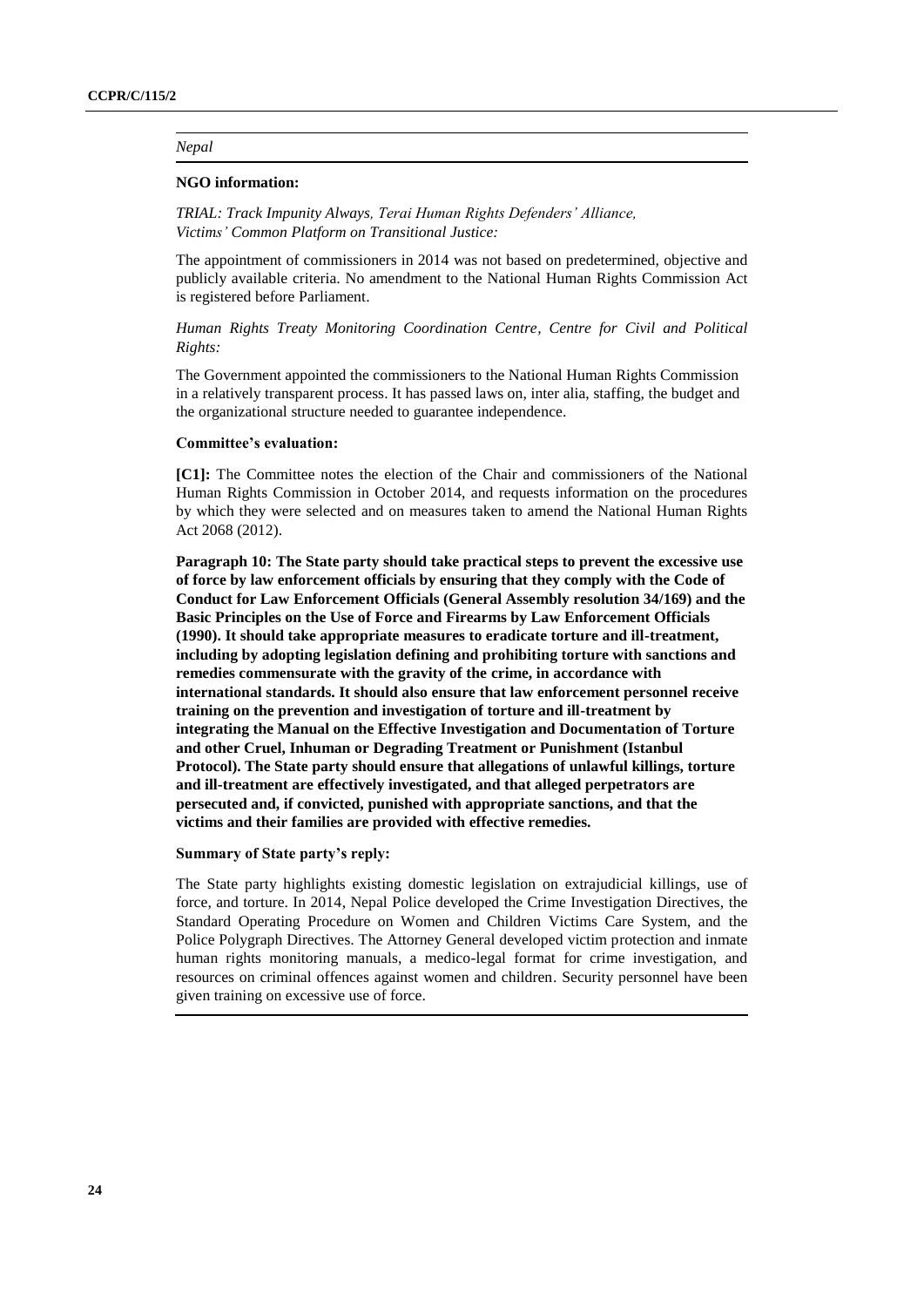*Nepal*

**NGO information:**

*TRIAL: Track Impunity Always, Terai Human Rights Defenders' Alliance, Victims' Common Platform on Transitional Justice:*

The appointment of commissioners in 2014 was not based on predetermined, objective and publicly available criteria. No amendment to the National Human Rights Commission Act is registered before Parliament.

*Human Rights Treaty Monitoring Coordination Centre, Centre for Civil and Political Rights:*

The Government appointed the commissioners to the National Human Rights Commission in a relatively transparent process. It has passed laws on, inter alia, staffing, the budget and the organizational structure needed to guarantee independence.

**Committee's evaluation:**

**[C1]:** The Committee notes the election of the Chair and commissioners of the National Human Rights Commission in October 2014, and requests information on the procedures by which they were selected and on measures taken to amend the National Human Rights Act 2068 (2012).

**Paragraph 10: The State party should take practical steps to prevent the excessive use of force by law enforcement officials by ensuring that they comply with the Code of Conduct for Law Enforcement Officials (General Assembly resolution 34/169) and the Basic Principles on the Use of Force and Firearms by Law Enforcement Officials (1990). It should take appropriate measures to eradicate torture and ill-treatment, including by adopting legislation defining and prohibiting torture with sanctions and remedies commensurate with the gravity of the crime, in accordance with international standards. It should also ensure that law enforcement personnel receive training on the prevention and investigation of torture and ill-treatment by integrating the Manual on the Effective Investigation and Documentation of Torture and other Cruel, Inhuman or Degrading Treatment or Punishment (Istanbul Protocol). The State party should ensure that allegations of unlawful killings, torture and ill-treatment are effectively investigated, and that alleged perpetrators are persecuted and, if convicted, punished with appropriate sanctions, and that the victims and their families are provided with effective remedies.**

**Summary of State party's reply:**

The State party highlights existing domestic legislation on extrajudicial killings, use of force, and torture. In 2014, Nepal Police developed the Crime Investigation Directives, the Standard Operating Procedure on Women and Children Victims Care System, and the Police Polygraph Directives. The Attorney General developed victim protection and inmate human rights monitoring manuals, a medico-legal format for crime investigation, and resources on criminal offences against women and children. Security personnel have been given training on excessive use of force.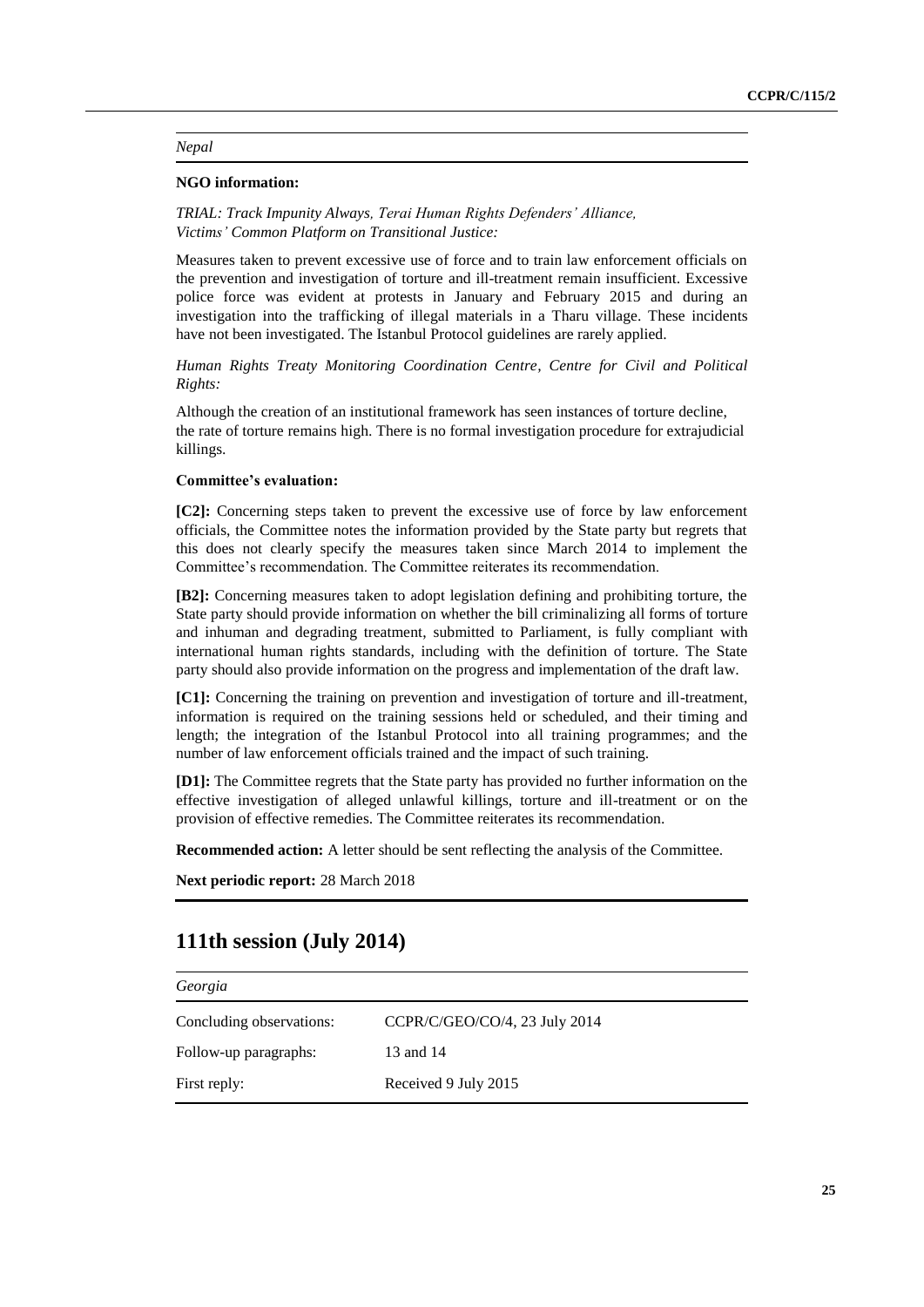*Nepal*

**NGO information:**

*TRIAL: Track Impunity Always, Terai Human Rights Defenders' Alliance, Victims' Common Platform on Transitional Justice:*

Measures taken to prevent excessive use of force and to train law enforcement officials on the prevention and investigation of torture and ill-treatment remain insufficient. Excessive police force was evident at protests in January and February 2015 and during an investigation into the trafficking of illegal materials in a Tharu village. These incidents have not been investigated. The Istanbul Protocol guidelines are rarely applied.

*Human Rights Treaty Monitoring Coordination Centre, Centre for Civil and Political Rights:*

Although the creation of an institutional framework has seen instances of torture decline, the rate of torture remains high. There is no formal investigation procedure for extrajudicial killings.

**Committee's evaluation:**

**[C2]:** Concerning steps taken to prevent the excessive use of force by law enforcement officials, the Committee notes the information provided by the State party but regrets that this does not clearly specify the measures taken since March 2014 to implement the Committee's recommendation. The Committee reiterates its recommendation.

**[B2]:** Concerning measures taken to adopt legislation defining and prohibiting torture, the State party should provide information on whether the bill criminalizing all forms of torture and inhuman and degrading treatment, submitted to Parliament, is fully compliant with international human rights standards, including with the definition of torture. The State party should also provide information on the progress and implementation of the draft law.

**[C1]:** Concerning the training on prevention and investigation of torture and ill-treatment, information is required on the training sessions held or scheduled, and their timing and length; the integration of the Istanbul Protocol into all training programmes; and the number of law enforcement officials trained and the impact of such training.

**[D1]:** The Committee regrets that the State party has provided no further information on the effective investigation of alleged unlawful killings, torture and ill-treatment or on the provision of effective remedies. The Committee reiterates its recommendation.

**Recommended action:** A letter should be sent reflecting the analysis of the Committee.

**Next periodic report:** 28 March 2018

## 111th session (July 2014)

*Georgia*

| | |
|---|---|
| Concluding observations: | CCPR/C/GEO/CO/4, 23 July 2014 |
| Follow-up paragraphs: | 13 and 14 |
| First reply: | Received 9 July 2015 |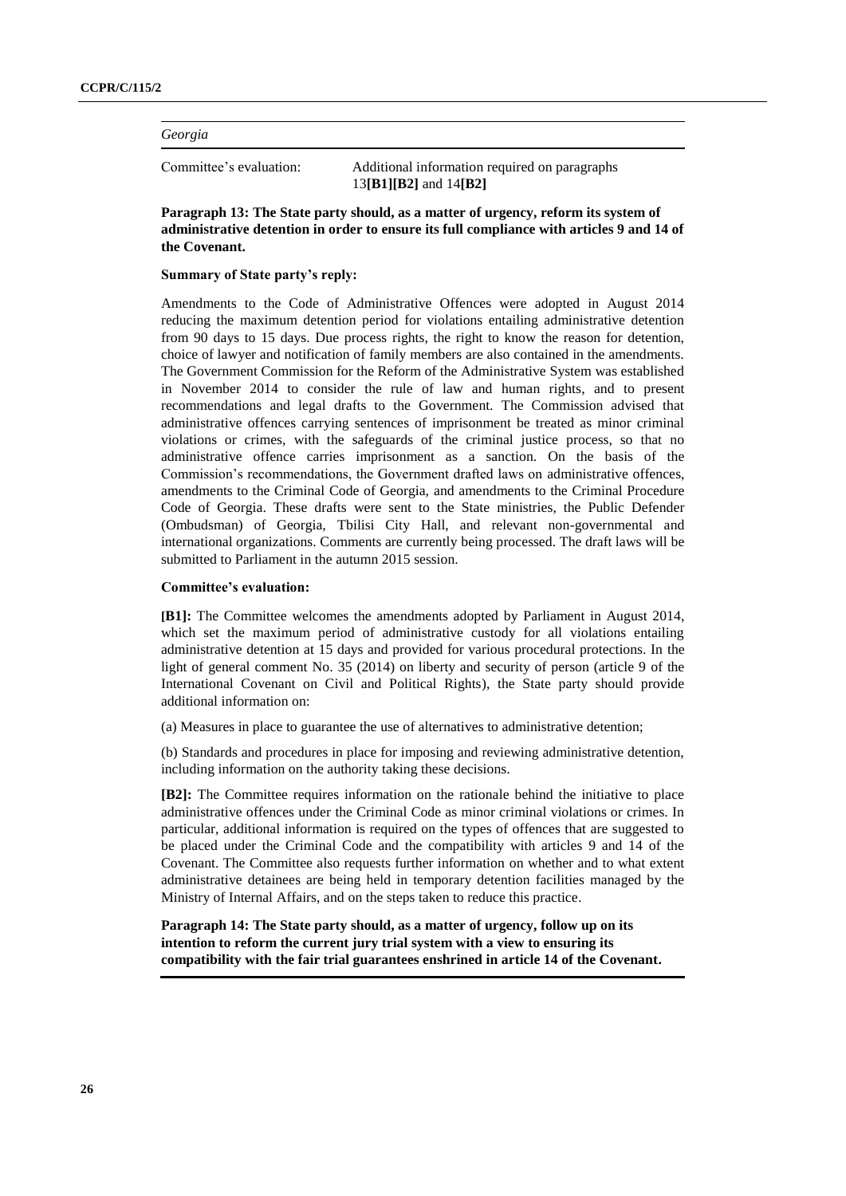*Georgia*

Committee's evaluation: Additional information required on paragraphs 13**[B1][B2]** and 14**[B2]**

**Paragraph 13: The State party should, as a matter of urgency, reform its system of administrative detention in order to ensure its full compliance with articles 9 and 14 of the Covenant.**

**Summary of State party's reply:**

Amendments to the Code of Administrative Offences were adopted in August 2014 reducing the maximum detention period for violations entailing administrative detention from 90 days to 15 days. Due process rights, the right to know the reason for detention, choice of lawyer and notification of family members are also contained in the amendments. The Government Commission for the Reform of the Administrative System was established in November 2014 to consider the rule of law and human rights, and to present recommendations and legal drafts to the Government. The Commission advised that administrative offences carrying sentences of imprisonment be treated as minor criminal violations or crimes, with the safeguards of the criminal justice process, so that no administrative offence carries imprisonment as a sanction. On the basis of the Commission's recommendations, the Government drafted laws on administrative offences, amendments to the Criminal Code of Georgia, and amendments to the Criminal Procedure Code of Georgia. These drafts were sent to the State ministries, the Public Defender (Ombudsman) of Georgia, Tbilisi City Hall, and relevant non-governmental and international organizations. Comments are currently being processed. The draft laws will be submitted to Parliament in the autumn 2015 session.

**Committee's evaluation:**

**[B1]:** The Committee welcomes the amendments adopted by Parliament in August 2014, which set the maximum period of administrative custody for all violations entailing administrative detention at 15 days and provided for various procedural protections. In the light of general comment No. 35 (2014) on liberty and security of person (article 9 of the International Covenant on Civil and Political Rights), the State party should provide additional information on:

(a) Measures in place to guarantee the use of alternatives to administrative detention;

(b) Standards and procedures in place for imposing and reviewing administrative detention, including information on the authority taking these decisions.

**[B2]:** The Committee requires information on the rationale behind the initiative to place administrative offences under the Criminal Code as minor criminal violations or crimes. In particular, additional information is required on the types of offences that are suggested to be placed under the Criminal Code and the compatibility with articles 9 and 14 of the Covenant. The Committee also requests further information on whether and to what extent administrative detainees are being held in temporary detention facilities managed by the Ministry of Internal Affairs, and on the steps taken to reduce this practice.

**Paragraph 14: The State party should, as a matter of urgency, follow up on its intention to reform the current jury trial system with a view to ensuring its compatibility with the fair trial guarantees enshrined in article 14 of the Covenant.**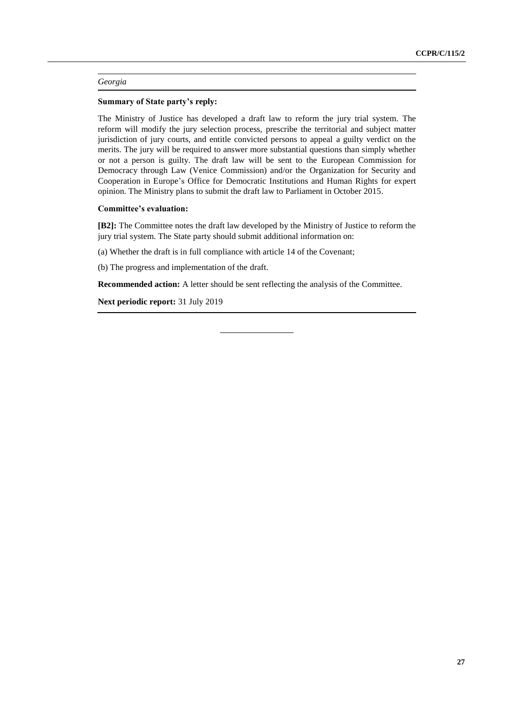*Georgia*

**Summary of State party's reply:**

The Ministry of Justice has developed a draft law to reform the jury trial system. The reform will modify the jury selection process, prescribe the territorial and subject matter jurisdiction of jury courts, and entitle convicted persons to appeal a guilty verdict on the merits. The jury will be required to answer more substantial questions than simply whether or not a person is guilty. The draft law will be sent to the European Commission for Democracy through Law (Venice Commission) and/or the Organization for Security and Cooperation in Europe's Office for Democratic Institutions and Human Rights for expert opinion. The Ministry plans to submit the draft law to Parliament in October 2015.

**Committee's evaluation:**

**[B2]:** The Committee notes the draft law developed by the Ministry of Justice to reform the jury trial system. The State party should submit additional information on:

(a) Whether the draft is in full compliance with article 14 of the Covenant;

(b) The progress and implementation of the draft.

**Recommended action:** A letter should be sent reflecting the analysis of the Committee.

**Next periodic report:** 31 July 2019